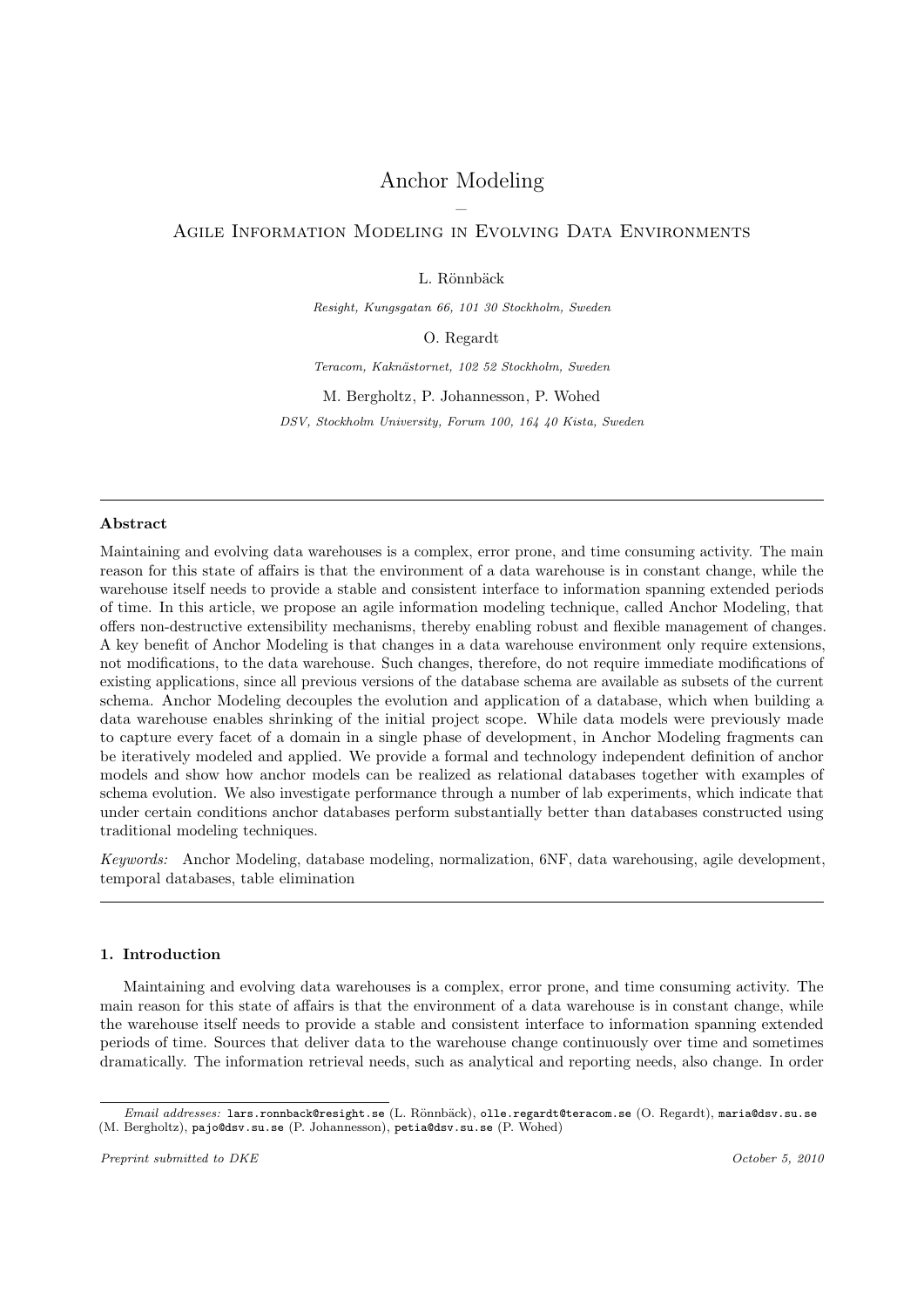# Anchor Modeling

–

## Agile Information Modeling in Evolving Data Environments

L. Rönnbäck

*Resight, Kungsgatan 66, 101 30 Stockholm, Sweden*

O. Regardt

*Teracom, Kaknästornet, 102 52 Stockholm, Sweden*

M. Bergholtz, P. Johannesson, P. Wohed

*DSV, Stockholm University, Forum 100, 164 40 Kista, Sweden*

---

### Abstract

Maintaining and evolving data warehouses is a complex, error prone, and time consuming activity. The main reason for this state of affairs is that the environment of a data warehouse is in constant change, while the warehouse itself needs to provide a stable and consistent interface to information spanning extended periods of time. In this article, we propose an agile information modeling technique, called Anchor Modeling, that offers non-destructive extensibility mechanisms, thereby enabling robust and flexible management of changes. A key benefit of Anchor Modeling is that changes in a data warehouse environment only require extensions, not modifications, to the data warehouse. Such changes, therefore, do not require immediate modifications of existing applications, since all previous versions of the database schema are available as subsets of the current schema. Anchor Modeling decouples the evolution and application of a database, which when building a data warehouse enables shrinking of the initial project scope. While data models were previously made to capture every facet of a domain in a single phase of development, in Anchor Modeling fragments can be iteratively modeled and applied. We provide a formal and technology independent definition of anchor models and show how anchor models can be realized as relational databases together with examples of schema evolution. We also investigate performance through a number of lab experiments, which indicate that under certain conditions anchor databases perform substantially better than databases constructed using traditional modeling techniques.

*Keywords:* Anchor Modeling, database modeling, normalization, 6NF, data warehousing, agile development, temporal databases, table elimination

---

### 1. Introduction

Maintaining and evolving data warehouses is a complex, error prone, and time consuming activity. The main reason for this state of affairs is that the environment of a data warehouse is in constant change, while the warehouse itself needs to provide a stable and consistent interface to information spanning extended periods of time. Sources that deliver data to the warehouse change continuously over time and sometimes dramatically. The information retrieval needs, such as analytical and reporting needs, also change. In order

---

*Email addresses:* `lars.ronnback@resight.se` (L. Rönnbäck), `olle.regardt@teracom.se` (O. Regardt), `maria@dsv.su.se` (M. Bergholtz), `pajo@dsv.su.se` (P. Johannesson), `petia@dsv.su.se` (P. Wohed)

*Preprint submitted to DKE* *October 5, 2010*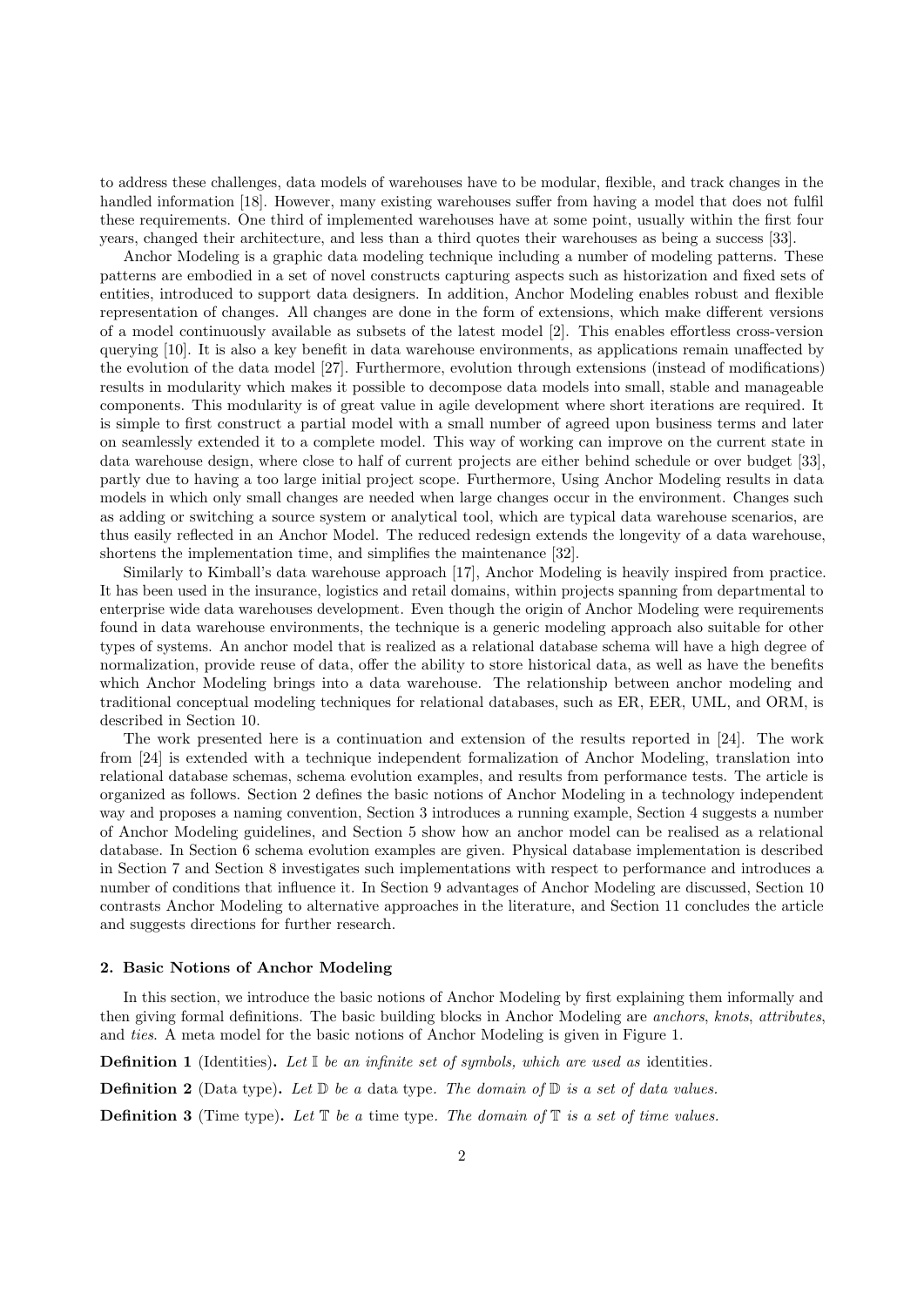to address these challenges, data models of warehouses have to be modular, flexible, and track changes in the handled information [18]. However, many existing warehouses suffer from having a model that does not fulfil these requirements. One third of implemented warehouses have at some point, usually within the first four years, changed their architecture, and less than a third quotes their warehouses as being a success [33].

Anchor Modeling is a graphic data modeling technique including a number of modeling patterns. These patterns are embodied in a set of novel constructs capturing aspects such as historization and fixed sets of entities, introduced to support data designers. In addition, Anchor Modeling enables robust and flexible representation of changes. All changes are done in the form of extensions, which make different versions of a model continuously available as subsets of the latest model [2]. This enables effortless cross-version querying [10]. It is also a key benefit in data warehouse environments, as applications remain unaffected by the evolution of the data model [27]. Furthermore, evolution through extensions (instead of modifications) results in modularity which makes it possible to decompose data models into small, stable and manageable components. This modularity is of great value in agile development where short iterations are required. It is simple to first construct a partial model with a small number of agreed upon business terms and later on seamlessly extended it to a complete model. This way of working can improve on the current state in data warehouse design, where close to half of current projects are either behind schedule or over budget [33], partly due to having a too large initial project scope. Furthermore, Using Anchor Modeling results in data models in which only small changes are needed when large changes occur in the environment. Changes such as adding or switching a source system or analytical tool, which are typical data warehouse scenarios, are thus easily reflected in an Anchor Model. The reduced redesign extends the longevity of a data warehouse, shortens the implementation time, and simplifies the maintenance [32].

Similarly to Kimball's data warehouse approach [17], Anchor Modeling is heavily inspired from practice. It has been used in the insurance, logistics and retail domains, within projects spanning from departmental to enterprise wide data warehouses development. Even though the origin of Anchor Modeling were requirements found in data warehouse environments, the technique is a generic modeling approach also suitable for other types of systems. An anchor model that is realized as a relational database schema will have a high degree of normalization, provide reuse of data, offer the ability to store historical data, as well as have the benefits which Anchor Modeling brings into a data warehouse. The relationship between anchor modeling and traditional conceptual modeling techniques for relational databases, such as ER, EER, UML, and ORM, is described in Section 10.

The work presented here is a continuation and extension of the results reported in [24]. The work from [24] is extended with a technique independent formalization of Anchor Modeling, translation into relational database schemas, schema evolution examples, and results from performance tests. The article is organized as follows. Section 2 defines the basic notions of Anchor Modeling in a technology independent way and proposes a naming convention, Section 3 introduces a running example, Section 4 suggests a number of Anchor Modeling guidelines, and Section 5 show how an anchor model can be realised as a relational database. In Section 6 schema evolution examples are given. Physical database implementation is described in Section 7 and Section 8 investigates such implementations with respect to performance and introduces a number of conditions that influence it. In Section 9 advantages of Anchor Modeling are discussed, Section 10 contrasts Anchor Modeling to alternative approaches in the literature, and Section 11 concludes the article and suggests directions for further research.

## 2. Basic Notions of Anchor Modeling

In this section, we introduce the basic notions of Anchor Modeling by first explaining them informally and then giving formal definitions. The basic building blocks in Anchor Modeling are *anchors*, *knots*, *attributes*, and *ties*. A meta model for the basic notions of Anchor Modeling is given in Figure 1.

**Definition 1** (Identities)**.** *Let $\mathbb{I}$ be an infinite set of symbols, which are used as* identities*.*

**Definition 2** (Data type)**.** *Let $\mathbb{D}$ be a* data type*. The domain of $\mathbb{D}$ is a set of data values.*

**Definition 3** (Time type)**.** *Let $\mathbb{T}$ be a* time type*. The domain of $\mathbb{T}$ is a set of time values.*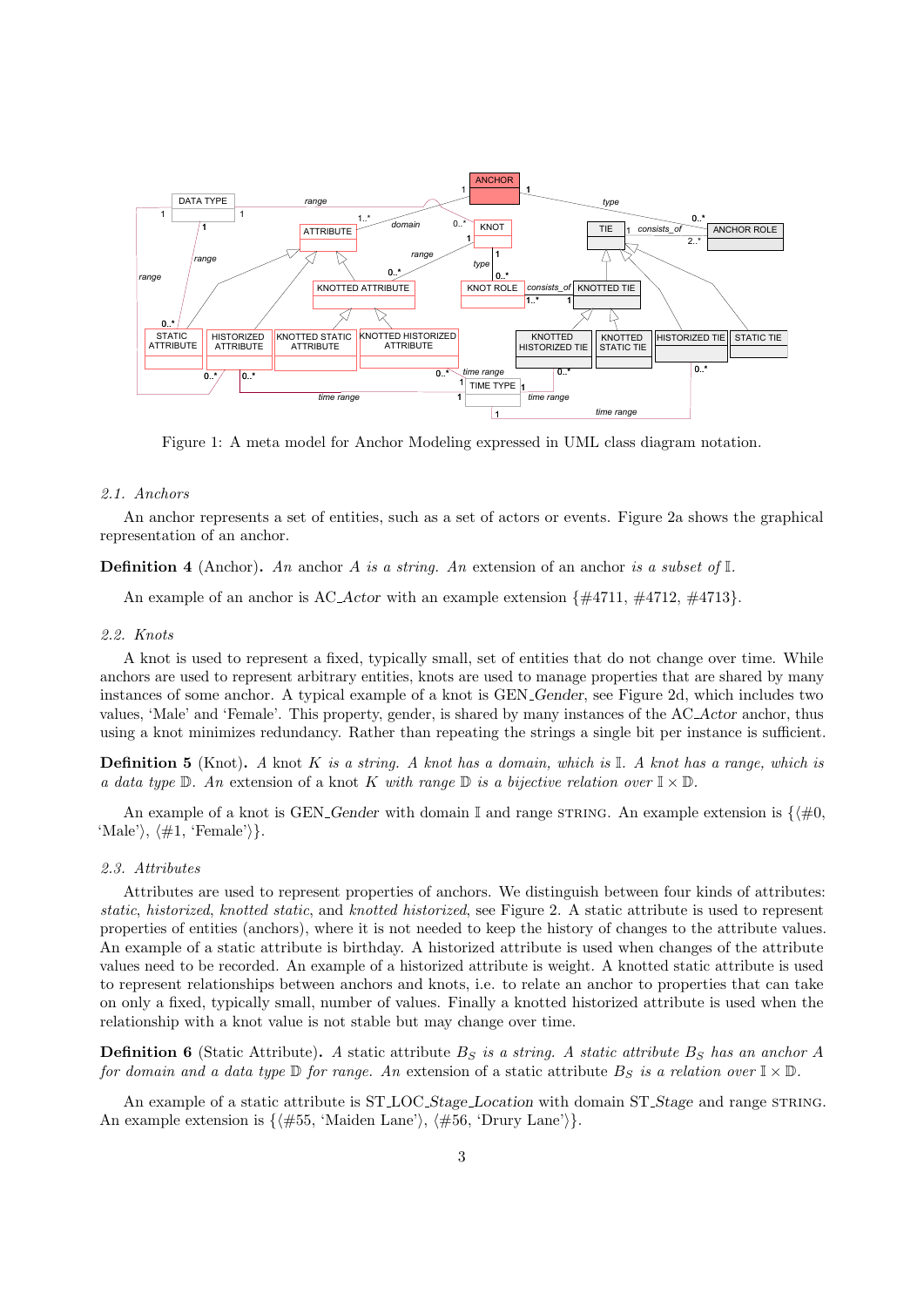Figure 1: A meta model for Anchor Modeling expressed in UML class diagram notation.

### 2.1. Anchors

An anchor represents a set of entities, such as a set of actors or events. Figure 2a shows the graphical representation of an anchor.

**Definition 4** (Anchor)**.** *An* anchor *A is a string. An* extension of an anchor *is a subset of* $\mathbb{I}$.

An example of an anchor is AC_*Actor* with an example extension {#4711, #4712, #4713}.

### 2.2. Knots

A knot is used to represent a fixed, typically small, set of entities that do not change over time. While anchors are used to represent arbitrary entities, knots are used to manage properties that are shared by many instances of some anchor. A typical example of a knot is GEN_*Gender*, see Figure 2d, which includes two values, 'Male' and 'Female'. This property, gender, is shared by many instances of the AC_*Actor* anchor, thus using a knot minimizes redundancy. Rather than repeating the strings a single bit per instance is sufficient.

**Definition 5** (Knot)**.** *A knot K is a string. A knot has a domain, which is* $\mathbb{I}$*. A knot has a range, which is a data type* $\mathbb{D}$*. An extension of a knot K with range* $\mathbb{D}$ *is a bijective relation over* $\mathbb{I} \times \mathbb{D}$.

An example of a knot is GEN_*Gender* with domain $\mathbb{I}$ and range STRING. An example extension is {⟨#0, 'Male'⟩, ⟨#1, 'Female'⟩}.

### 2.3. Attributes

Attributes are used to represent properties of anchors. We distinguish between four kinds of attributes: *static*, *historized*, *knotted static*, and *knotted historized*, see Figure 2. A static attribute is used to represent properties of entities (anchors), where it is not needed to keep the history of changes to the attribute values. An example of a static attribute is birthday. A historized attribute is used when changes of the attribute values need to be recorded. An example of a historized attribute is weight. A knotted static attribute is used to represent relationships between anchors and knots, i.e. to relate an anchor to properties that can take on only a fixed, typically small, number of values. Finally a knotted historized attribute is used when the relationship with a knot value is not stable but may change over time.

**Definition 6** (Static Attribute)**.** *A static attribute* $B_S$ *is a string. A static attribute* $B_S$ *has an anchor A for domain and a data type* $\mathbb{D}$ *for range. An extension of a static attribute* $B_S$ *is a relation over* $\mathbb{I} \times \mathbb{D}$.

An example of a static attribute is ST_LOC_*Stage_Location* with domain ST_*Stage* and range STRING. An example extension is {⟨#55, 'Maiden Lane'⟩, ⟨#56, 'Drury Lane'⟩}.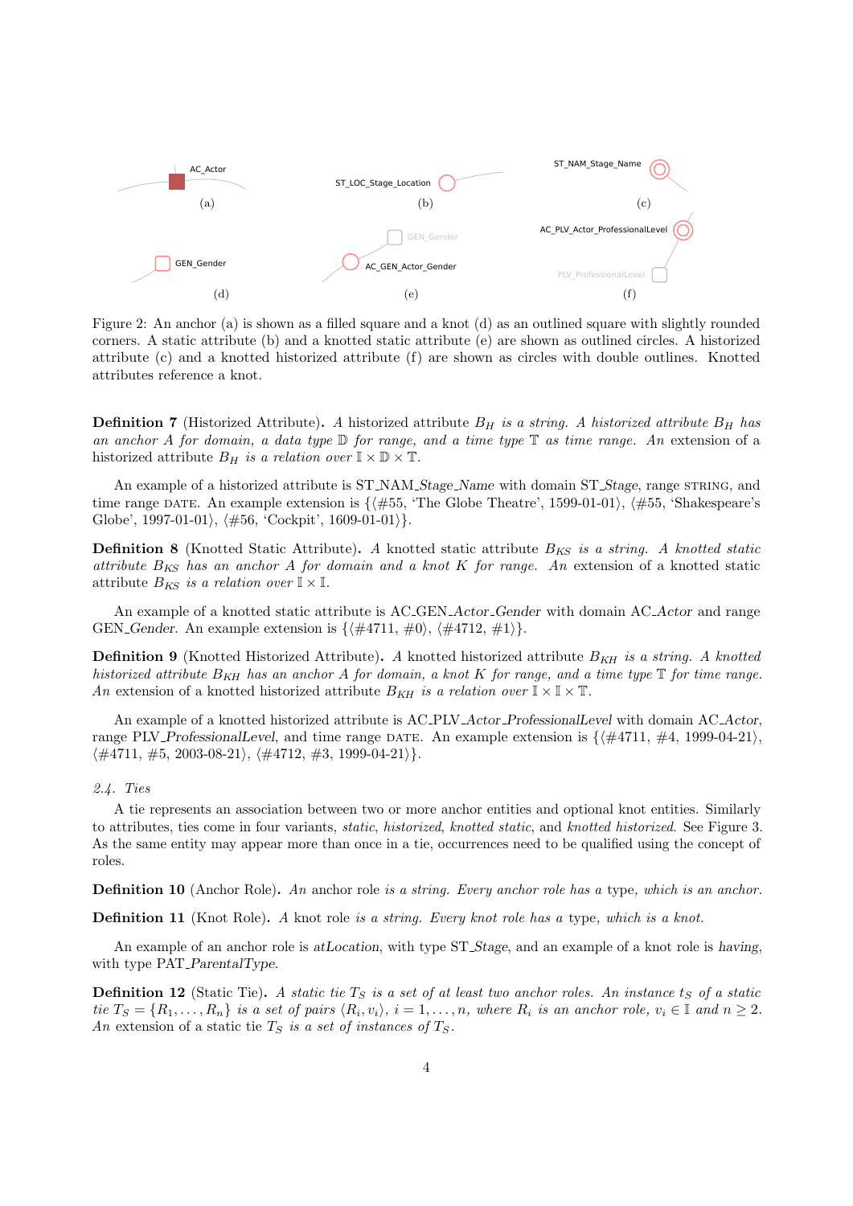AC_Actor

(a)

ST_LOC_Stage_Location

(b)

ST_NAM_Stage_Name

(c)

GEN_Gender

(d)

GEN_Gender

AC_GEN_Actor_Gender

(e)

AC_PLV_Actor_ProfessionalLevel

PLV_ProfessionalLevel

(f)

Figure 2: An anchor (a) is shown as a filled square and a knot (d) as an outlined square with slightly rounded corners. A static attribute (b) and a knotted static attribute (e) are shown as outlined circles. A historized attribute (c) and a knotted historized attribute (f) are shown as circles with double outlines. Knotted attributes reference a knot.

**Definition 7** (Historized Attribute)**.** *A* historized attribute $B_H$ *is a string. A historized attribute* $B_H$ *has an anchor A for domain, a data type* $\mathbb{D}$ *for range, and a time type* $\mathbb{T}$ *as time range. An* extension of a historized attribute $B_H$ *is a relation over* $\mathbb{I} \times \mathbb{D} \times \mathbb{T}$.

An example of a historized attribute is ST_NAM_*Stage*_*Name* with domain ST_*Stage*, range STRING, and time range DATE. An example extension is {⟨#55, 'The Globe Theatre', 1599-01-01⟩, ⟨#55, 'Shakespeare's Globe', 1997-01-01⟩, ⟨#56, 'Cockpit', 1609-01-01⟩}.

**Definition 8** (Knotted Static Attribute)**.** *A* knotted static attribute $B_{KS}$ *is a string. A knotted static attribute* $B_{KS}$ *has an anchor A for domain and a knot K for range. An* extension of a knotted static attribute $B_{KS}$ *is a relation over* $\mathbb{I} \times \mathbb{I}$.

An example of a knotted static attribute is AC_GEN_*Actor*_*Gender* with domain AC_*Actor* and range GEN_*Gender*. An example extension is {⟨#4711, #0⟩, ⟨#4712, #1⟩}.

**Definition 9** (Knotted Historized Attribute)**.** *A* knotted historized attribute $B_{KH}$ *is a string. A knotted historized attribute* $B_{KH}$ *has an anchor A for domain, a knot K for range, and a time type* $\mathbb{T}$ *for time range. An* extension of a knotted historized attribute $B_{KH}$ *is a relation over* $\mathbb{I} \times \mathbb{I} \times \mathbb{T}$.

An example of a knotted historized attribute is AC_PLV_*Actor*_*ProfessionalLevel* with domain AC_*Actor*, range PLV_*ProfessionalLevel*, and time range DATE. An example extension is {⟨#4711, #4, 1999-04-21⟩, ⟨#4711, #5, 2003-08-21⟩, ⟨#4712, #3, 1999-04-21⟩}.

### *2.4. Ties*

A tie represents an association between two or more anchor entities and optional knot entities. Similarly to attributes, ties come in four variants, *static*, *historized*, *knotted static*, and *knotted historized*. See Figure 3. As the same entity may appear more than once in a tie, occurrences need to be qualified using the concept of roles.

**Definition 10** (Anchor Role)**.** *An* anchor role *is a string. Every anchor role has a* type*, which is an anchor.*

**Definition 11** (Knot Role)**.** *A* knot role *is a string. Every knot role has a* type*, which is a knot.*

An example of an anchor role is *atLocation*, with type ST_*Stage*, and an example of a knot role is *having*, with type PAT_*ParentalType*.

**Definition 12** (Static Tie)**.** *A static tie* $T_S$ *is a set of at least two anchor roles. An instance* $t_S$ *of a static tie* $T_S = \{R_1, \ldots, R_n\}$ *is a set of pairs* $\langle R_i, v_i \rangle$, $i = 1, \ldots, n$, *where* $R_i$ *is an anchor role,* $v_i \in \mathbb{I}$ *and* $n \geq 2$. *An* extension of a static tie $T_S$ *is a set of instances of* $T_S$.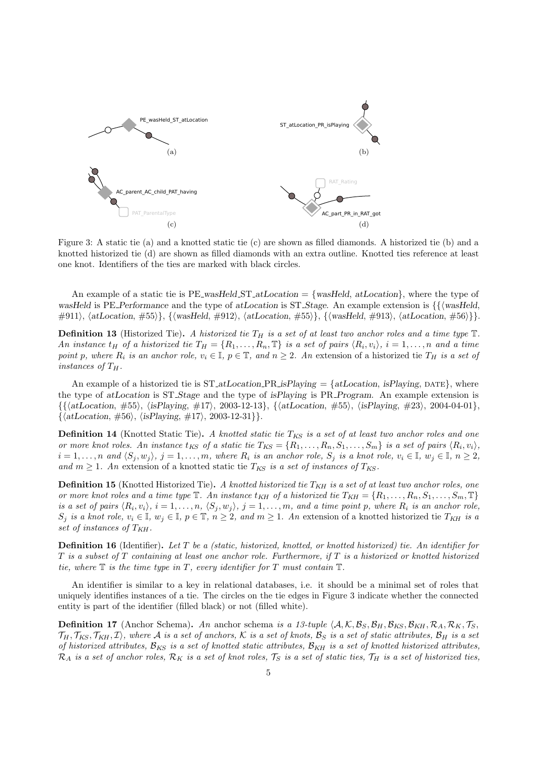Figure 3: A static tie (a) and a knotted static tie (c) are shown as filled diamonds. A historized tie (b) and a knotted historized tie (d) are shown as filled diamonds with an extra outline. Knotted ties reference at least one knot. Identifiers of the ties are marked with black circles.

An example of a static tie is PE_*wasHeld*_ST_*atLocation* = {*wasHeld*, *atLocation*}, where the type of *wasHeld* is PE_*Performance* and the type of *atLocation* is ST_*Stage*. An example extension is {{⟨*wasHeld*, #911⟩, ⟨*atLocation*, #55⟩}, {⟨*wasHeld*, #912⟩, ⟨*atLocation*, #55⟩}, {⟨*wasHeld*, #913⟩, ⟨*atLocation*, #56⟩}}.

**Definition 13** (Historized Tie). *A historized tie $T_H$ is a set of at least two anchor roles and a time type $\mathbb{T}$. An instance $t_H$ of a historized tie $T_H = \{R_1, \ldots, R_n, \mathbb{T}\}$ is a set of pairs $\langle R_i, v_i \rangle$, $i = 1, \ldots, n$ and a time point $p$, where $R_i$ is an anchor role, $v_i \in \mathbb{I}$, $p \in \mathbb{T}$, and $n \geq 2$. An* extension *of a historized tie $T_H$ is a set of instances of $T_H$.*

An example of a historized tie is ST_*atLocation*_PR_*isPlaying* = {*atLocation*, *isPlaying*, DATE}, where the type of *atLocation* is ST_*Stage* and the type of *isPlaying* is PR_*Program*. An example extension is {{⟨*atLocation*, #55⟩, ⟨*isPlaying*, #17⟩, 2003-12-13}, {⟨*atLocation*, #55⟩, ⟨*isPlaying*, #23⟩, 2004-04-01}, {⟨*atLocation*, #56⟩, ⟨*isPlaying*, #17⟩, 2003-12-31}}.

**Definition 14** (Knotted Static Tie). *A knotted static tie $T_{KS}$ is a set of at least two anchor roles and one or more knot roles. An instance $t_{KS}$ of a static tie $T_{KS} = \{R_1, \ldots, R_n, S_1, \ldots, S_m\}$ is a set of pairs $\langle R_i, v_i \rangle$, $i = 1, \ldots, n$ and $\langle S_j, w_j \rangle$, $j = 1, \ldots, m$, where $R_i$ is an anchor role, $S_j$ is a knot role, $v_i \in \mathbb{I}$, $w_j \in \mathbb{I}$, $n \geq 2$, and $m \geq 1$. An* extension *of a knotted static tie $T_{KS}$ is a set of instances of $T_{KS}$.*

**Definition 15** (Knotted Historized Tie). *A knotted historized tie $T_{KH}$ is a set of at least two anchor roles, one or more knot roles and a time type $\mathbb{T}$. An instance $t_{KH}$ of a historized tie $T_{KH} = \{R_1, \ldots, R_n, S_1, \ldots, S_m, \mathbb{T}\}$ is a set of pairs $\langle R_i, v_i \rangle$, $i = 1, \ldots, n$, $\langle S_j, w_j \rangle$, $j = 1, \ldots, m$, and a time point $p$, where $R_i$ is an anchor role, $S_j$ is a knot role, $v_i \in \mathbb{I}$, $w_j \in \mathbb{I}$, $p \in \mathbb{T}$, $n \geq 2$, and $m \geq 1$. An* extension *of a knotted historized tie $T_{KH}$ is a set of instances of $T_{KH}$.*

**Definition 16** (Identifier). *Let $T$ be a (static, historized, knotted, or knotted historized) tie. An identifier for $T$ is a subset of $T$ containing at least one anchor role. Furthermore, if $T$ is a historized or knotted historized tie, where $\mathbb{T}$ is the time type in $T$, every identifier for $T$ must contain $\mathbb{T}$.*

An identifier is similar to a key in relational databases, i.e. it should be a minimal set of roles that uniquely identifies instances of a tie. The circles on the tie edges in Figure 3 indicate whether the connected entity is part of the identifier (filled black) or not (filled white).

**Definition 17** (Anchor Schema). *An* anchor schema *is a 13-tuple $\langle \mathcal{A}, \mathcal{K}, \mathcal{B}_S, \mathcal{B}_H, \mathcal{B}_{KS}, \mathcal{B}_{KH}, \mathcal{R}_A, \mathcal{R}_K, \mathcal{T}_S, \mathcal{T}_H, \mathcal{T}_{KS}, \mathcal{T}_{KH}, \mathcal{I} \rangle$, where $\mathcal{A}$ is a set of anchors, $\mathcal{K}$ is a set of knots, $\mathcal{B}_S$ is a set of static attributes, $\mathcal{B}_H$ is a set of historized attributes, $\mathcal{B}_{KS}$ is a set of knotted static attributes, $\mathcal{B}_{KH}$ is a set of knotted historized attributes, $\mathcal{R}_A$ is a set of anchor roles, $\mathcal{R}_K$ is a set of knot roles, $\mathcal{T}_S$ is a set of static ties, $\mathcal{T}_H$ is a set of historized ties,*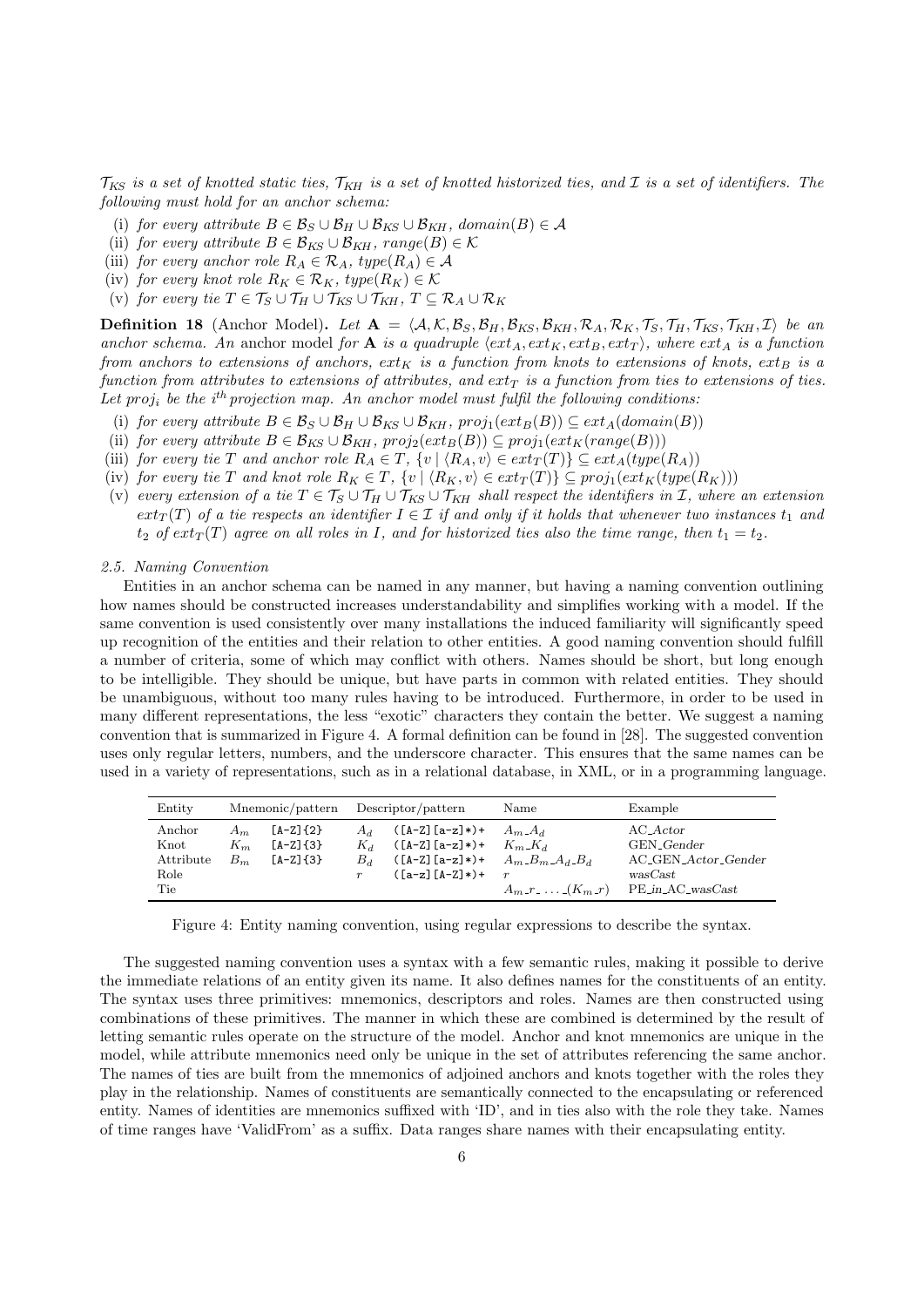$\mathcal{T}_{KS}$ *is a set of knotted static ties,* $\mathcal{T}_{KH}$ *is a set of knotted historized ties, and* $\mathcal{I}$ *is a set of identifiers. The following must hold for an anchor schema:*

(i) *for every attribute* $B \in \mathcal{B}_S \cup \mathcal{B}_H \cup \mathcal{B}_{KS} \cup \mathcal{B}_{KH}$, $domain(B) \in \mathcal{A}$
(ii) *for every attribute* $B \in \mathcal{B}_{KS} \cup \mathcal{B}_{KH}$, $range(B) \in \mathcal{K}$
(iii) *for every anchor role* $R_A \in \mathcal{R}_A$, $type(R_A) \in \mathcal{A}$
(iv) *for every knot role* $R_K \in \mathcal{R}_K$, $type(R_K) \in \mathcal{K}$
(v) *for every tie* $T \in \mathcal{T}_S \cup \mathcal{T}_H \cup \mathcal{T}_{KS} \cup \mathcal{T}_{KH}$, $T \subseteq \mathcal{R}_A \cup \mathcal{R}_K$

**Definition 18** (Anchor Model)**.** *Let* $\mathbf{A} = \langle \mathcal{A}, \mathcal{K}, \mathcal{B}_S, \mathcal{B}_H, \mathcal{B}_{KS}, \mathcal{B}_{KH}, \mathcal{R}_A, \mathcal{R}_K, \mathcal{T}_S, \mathcal{T}_H, \mathcal{T}_{KS}, \mathcal{T}_{KH}, \mathcal{I} \rangle$ *be an anchor schema. An* anchor model *for* $\mathbf{A}$ *is a quadruple* $\langle ext_A, ext_K, ext_B, ext_T \rangle$*, where* $ext_A$ *is a function from anchors to extensions of anchors,* $ext_K$ *is a function from knots to extensions of knots,* $ext_B$ *is a function from attributes to extensions of attributes, and* $ext_T$ *is a function from ties to extensions of ties. Let* $proj_i$ *be the* $i^{th}$ *projection map. An anchor model must fulfil the following conditions:*

(i) *for every attribute* $B \in \mathcal{B}_S \cup \mathcal{B}_H \cup \mathcal{B}_{KS} \cup \mathcal{B}_{KH}$, $proj_1(ext_B(B)) \subseteq ext_A(domain(B))$
(ii) *for every attribute* $B \in \mathcal{B}_{KS} \cup \mathcal{B}_{KH}$, $proj_2(ext_B(B)) \subseteq proj_1(ext_K(range(B)))$
(iii) *for every tie* $T$ *and anchor role* $R_A \in T$, $\{v \mid \langle R_A, v\rangle \in ext_T(T)\} \subseteq ext_A(type(R_A))$
(iv) *for every tie* $T$ *and knot role* $R_K \in T$, $\{v \mid \langle R_K, v\rangle \in ext_T(T)\} \subseteq proj_1(ext_K(type(R_K)))$
(v) *every extension of a tie* $T \in \mathcal{T}_S \cup \mathcal{T}_H \cup \mathcal{T}_{KS} \cup \mathcal{T}_{KH}$ *shall respect the identifiers in* $\mathcal{I}$*, where an extension* $ext_T(T)$ *of a tie respects an identifier* $I \in \mathcal{I}$ *if and only if it holds that whenever two instances* $t_1$ *and* $t_2$ *of* $ext_T(T)$ *agree on all roles in* $I$*, and for historized ties also the time range, then* $t_1 = t_2$.

### 2.5. Naming Convention

Entities in an anchor schema can be named in any manner, but having a naming convention outlining how names should be constructed increases understandability and simplifies working with a model. If the same convention is used consistently over many installations the induced familiarity will significantly speed up recognition of the entities and their relation to other entities. A good naming convention should fulfill a number of criteria, some of which may conflict with others. Names should be short, but long enough to be intelligible. They should be unique, but have parts in common with related entities. They should be unambiguous, without too many rules having to be introduced. Furthermore, in order to be used in many different representations, the less "exotic" characters they contain the better. We suggest a naming convention that is summarized in Figure 4. A formal definition can be found in [28]. The suggested convention uses only regular letters, numbers, and the underscore character. This ensures that the same names can be used in a variety of representations, such as in a relational database, in XML, or in a programming language.

| Entity | Mnemonic/pattern | | Descriptor/pattern | | Name | Example |
|---|---|---|---|---|---|---|
| Anchor | $A_m$ | `[A-Z]{2}` | $A_d$ | `([A-Z][a-z]*)+` | $A_m\_A_d$ | AC_*Actor* |
| Knot | $K_m$ | `[A-Z]{3}` | $K_d$ | `([A-Z][a-z]*)+` | $K_m\_K_d$ | GEN_*Gender* |
| Attribute | $B_m$ | `[A-Z]{3}` | $B_d$ | `([A-Z][a-z]*)+` | $A_m\_B_m\_A_d\_B_d$ | AC_GEN_*Actor*_*Gender* |
| Role | | | $r$ | `([a-z][A-Z]*)+` | $r$ | *wasCast* |
| Tie | | | | | $A_m\_r\_ \ldots \_(K_m\_r)$ | PE_*in*_AC_*wasCast* |

Figure 4: Entity naming convention, using regular expressions to describe the syntax.

The suggested naming convention uses a syntax with a few semantic rules, making it possible to derive the immediate relations of an entity given its name. It also defines names for the constituents of an entity. The syntax uses three primitives: mnemonics, descriptors and roles. Names are then constructed using combinations of these primitives. The manner in which these are combined is determined by the result of letting semantic rules operate on the structure of the model. Anchor and knot mnemonics are unique in the model, while attribute mnemonics need only be unique in the set of attributes referencing the same anchor. The names of ties are built from the mnemonics of adjoined anchors and knots together with the roles they play in the relationship. Names of constituents are semantically connected to the encapsulating or referenced entity. Names of identities are mnemonics suffixed with 'ID', and in ties also with the role they take. Names of time ranges have 'ValidFrom' as a suffix. Data ranges share names with their encapsulating entity.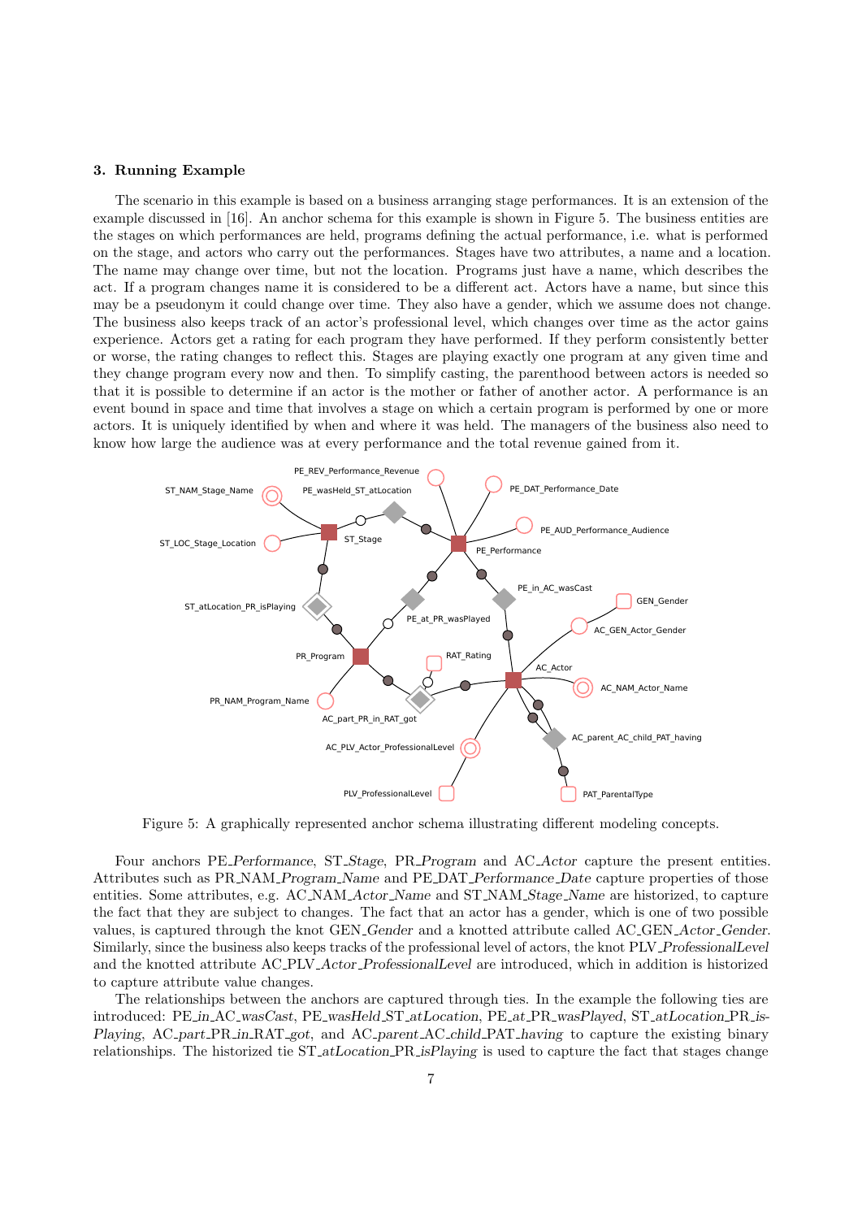### 3. Running Example

The scenario in this example is based on a business arranging stage performances. It is an extension of the example discussed in [16]. An anchor schema for this example is shown in Figure 5. The business entities are the stages on which performances are held, programs defining the actual performance, i.e. what is performed on the stage, and actors who carry out the performances. Stages have two attributes, a name and a location. The name may change over time, but not the location. Programs just have a name, which describes the act. If a program changes name it is considered to be a different act. Actors have a name, but since this may be a pseudonym it could change over time. They also have a gender, which we assume does not change. The business also keeps track of an actor's professional level, which changes over time as the actor gains experience. Actors get a rating for each program they have performed. If they perform consistently better or worse, the rating changes to reflect this. Stages are playing exactly one program at any given time and they change program every now and then. To simplify casting, the parenthood between actors is needed so that it is possible to determine if an actor is the mother or father of another actor. A performance is an event bound in space and time that involves a stage on which a certain program is performed by one or more actors. It is uniquely identified by when and where it was held. The managers of the business also need to know how large the audience was at every performance and the total revenue gained from it.

Figure 5: A graphically represented anchor schema illustrating different modeling concepts.

Four anchors PE_*Performance*, ST_*Stage*, PR_*Program* and AC_*Actor* capture the present entities. Attributes such as PR_NAM_*Program_Name* and PE_DAT_*Performance_Date* capture properties of those entities. Some attributes, e.g. AC_NAM_*Actor_Name* and ST_NAM_*Stage_Name* are historized, to capture the fact that they are subject to changes. The fact that an actor has a gender, which is one of two possible values, is captured through the knot GEN_*Gender* and a knotted attribute called AC_GEN_*Actor_Gender*. Similarly, since the business also keeps tracks of the professional level of actors, the knot PLV_*ProfessionalLevel* and the knotted attribute AC_PLV_*Actor_ProfessionalLevel* are introduced, which in addition is historized to capture attribute value changes.

The relationships between the anchors are captured through ties. In the example the following ties are introduced: PE_*in*_AC_*wasCast*, PE_*wasHeld*_ST_*atLocation*, PE_*at*_PR_*wasPlayed*, ST_*atLocation*_PR_*isPlaying*, AC_*part*_PR_*in*_RAT_*got*, and AC_*parent*_AC_*child*_PAT_*having* to capture the existing binary relationships. The historized tie ST_*atLocation*_PR_*isPlaying* is used to capture the fact that stages change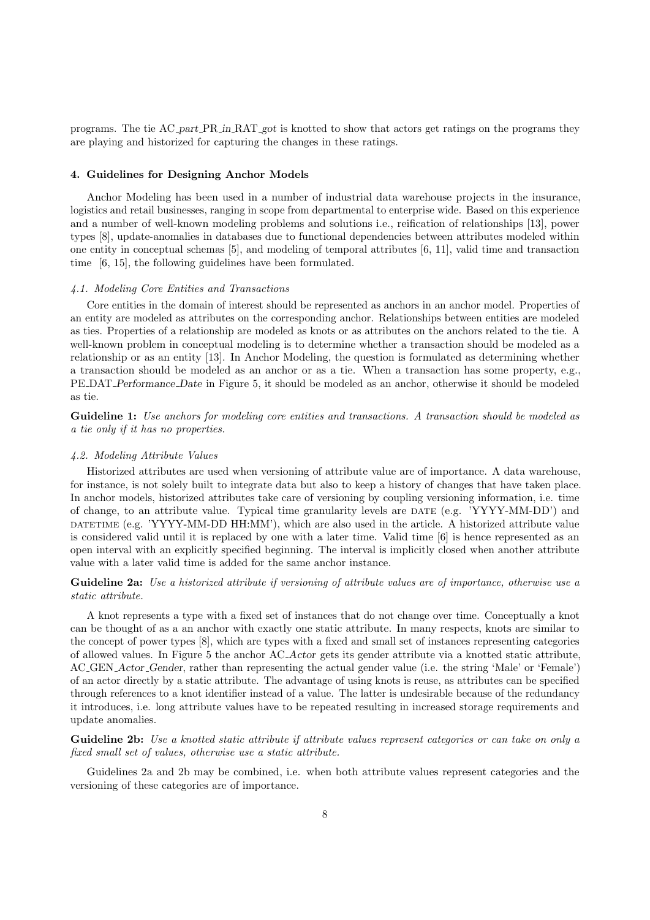programs. The tie AC_*part*_PR_*in*_RAT_*got* is knotted to show that actors get ratings on the programs they are playing and historized for capturing the changes in these ratings.

## 4. Guidelines for Designing Anchor Models

Anchor Modeling has been used in a number of industrial data warehouse projects in the insurance, logistics and retail businesses, ranging in scope from departmental to enterprise wide. Based on this experience and a number of well-known modeling problems and solutions i.e., reification of relationships [13], power types [8], update-anomalies in databases due to functional dependencies between attributes modeled within one entity in conceptual schemas [5], and modeling of temporal attributes [6, 11], valid time and transaction time [6, 15], the following guidelines have been formulated.

### *4.1. Modeling Core Entities and Transactions*

Core entities in the domain of interest should be represented as anchors in an anchor model. Properties of an entity are modeled as attributes on the corresponding anchor. Relationships between entities are modeled as ties. Properties of a relationship are modeled as knots or as attributes on the anchors related to the tie. A well-known problem in conceptual modeling is to determine whether a transaction should be modeled as a relationship or as an entity [13]. In Anchor Modeling, the question is formulated as determining whether a transaction should be modeled as an anchor or as a tie. When a transaction has some property, e.g., PE_DAT_*Performance*_*Date* in Figure 5, it should be modeled as an anchor, otherwise it should be modeled as tie.

**Guideline 1:** *Use anchors for modeling core entities and transactions. A transaction should be modeled as a tie only if it has no properties.*

### *4.2. Modeling Attribute Values*

Historized attributes are used when versioning of attribute value are of importance. A data warehouse, for instance, is not solely built to integrate data but also to keep a history of changes that have taken place. In anchor models, historized attributes take care of versioning by coupling versioning information, i.e. time of change, to an attribute value. Typical time granularity levels are DATE (e.g. 'YYYY-MM-DD') and DATETIME (e.g. 'YYYY-MM-DD HH:MM'), which are also used in the article. A historized attribute value is considered valid until it is replaced by one with a later time. Valid time [6] is hence represented as an open interval with an explicitly specified beginning. The interval is implicitly closed when another attribute value with a later valid time is added for the same anchor instance.

**Guideline 2a:** *Use a historized attribute if versioning of attribute values are of importance, otherwise use a static attribute.*

A knot represents a type with a fixed set of instances that do not change over time. Conceptually a knot can be thought of as a an anchor with exactly one static attribute. In many respects, knots are similar to the concept of power types [8], which are types with a fixed and small set of instances representing categories of allowed values. In Figure 5 the anchor AC_*Actor* gets its gender attribute via a knotted static attribute, AC_GEN_*Actor*_*Gender*, rather than representing the actual gender value (i.e. the string 'Male' or 'Female') of an actor directly by a static attribute. The advantage of using knots is reuse, as attributes can be specified through references to a knot identifier instead of a value. The latter is undesirable because of the redundancy it introduces, i.e. long attribute values have to be repeated resulting in increased storage requirements and update anomalies.

**Guideline 2b:** *Use a knotted static attribute if attribute values represent categories or can take on only a fixed small set of values, otherwise use a static attribute.*

Guidelines 2a and 2b may be combined, i.e. when both attribute values represent categories and the versioning of these categories are of importance.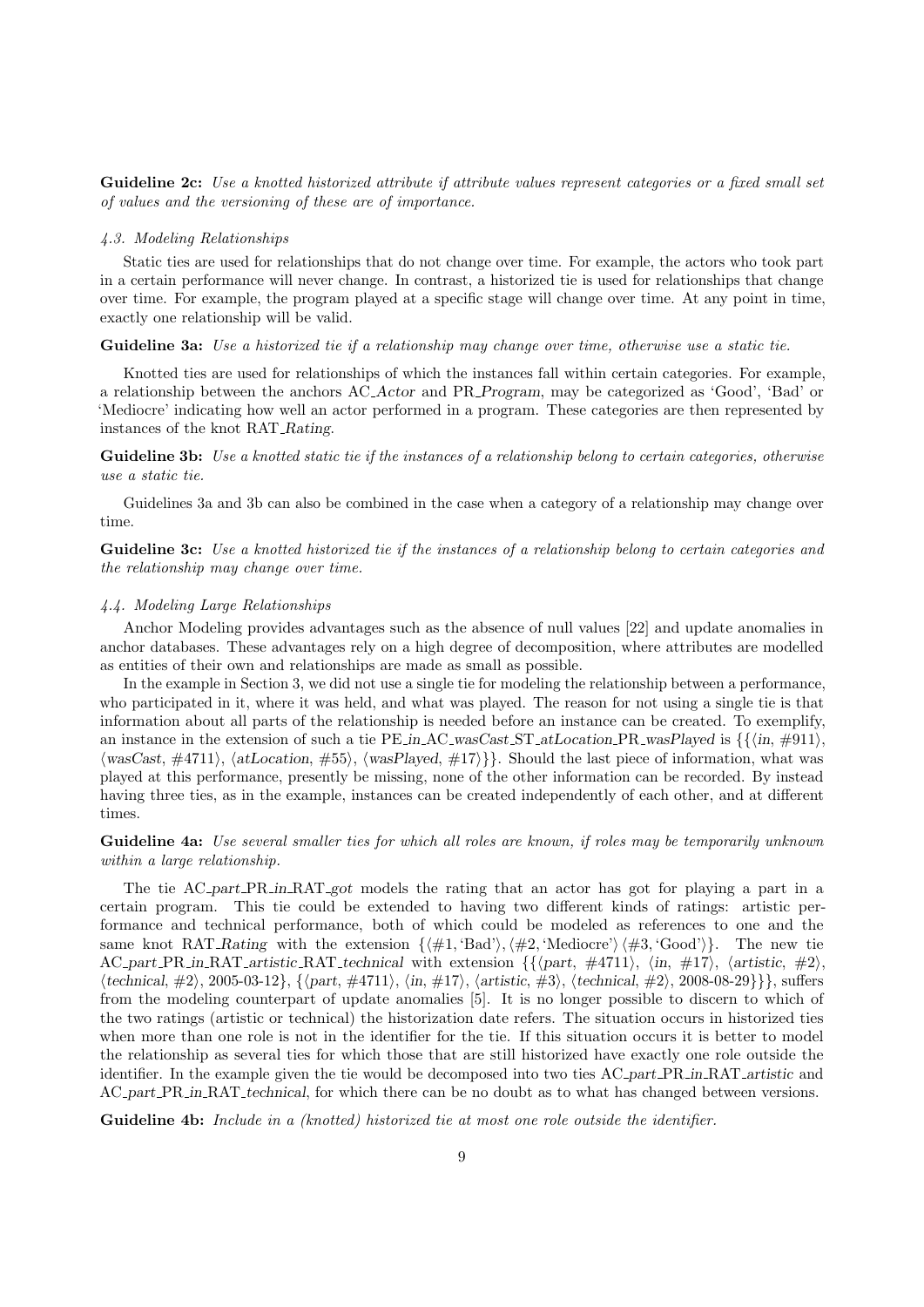**Guideline 2c:** *Use a knotted historized attribute if attribute values represent categories or a fixed small set of values and the versioning of these are of importance.*

#### *4.3. Modeling Relationships*

Static ties are used for relationships that do not change over time. For example, the actors who took part in a certain performance will never change. In contrast, a historized tie is used for relationships that change over time. For example, the program played at a specific stage will change over time. At any point in time, exactly one relationship will be valid.

**Guideline 3a:** *Use a historized tie if a relationship may change over time, otherwise use a static tie.*

Knotted ties are used for relationships of which the instances fall within certain categories. For example, a relationship between the anchors AC_*Actor* and PR_*Program*, may be categorized as 'Good', 'Bad' or 'Mediocre' indicating how well an actor performed in a program. These categories are then represented by instances of the knot RAT_*Rating*.

**Guideline 3b:** *Use a knotted static tie if the instances of a relationship belong to certain categories, otherwise use a static tie.*

Guidelines 3a and 3b can also be combined in the case when a category of a relationship may change over time.

**Guideline 3c:** *Use a knotted historized tie if the instances of a relationship belong to certain categories and the relationship may change over time.*

#### *4.4. Modeling Large Relationships*

Anchor Modeling provides advantages such as the absence of null values [22] and update anomalies in anchor databases. These advantages rely on a high degree of decomposition, where attributes are modelled as entities of their own and relationships are made as small as possible.

In the example in Section 3, we did not use a single tie for modeling the relationship between a performance, who participated in it, where it was held, and what was played. The reason for not using a single tie is that information about all parts of the relationship is needed before an instance can be created. To exemplify, an instance in the extension of such a tie PE_*in*_AC_*wasCast*_ST_*atLocation*_PR_*wasPlayed* is $\{\{\langle in, \#911\rangle, \langle wasCast, \#4711\rangle, \langle atLocation, \#55\rangle, \langle wasPlayed, \#17\rangle\}\}$. Should the last piece of information, what was played at this performance, presently be missing, none of the other information can be recorded. By instead having three ties, as in the example, instances can be created independently of each other, and at different times.

**Guideline 4a:** *Use several smaller ties for which all roles are known, if roles may be temporarily unknown within a large relationship.*

The tie AC_*part*_PR_*in*_RAT_*got* models the rating that an actor has got for playing a part in a certain program. This tie could be extended to having two different kinds of ratings: artistic performance and technical performance, both of which could be modeled as references to one and the same knot RAT_*Rating* with the extension $\{\langle\#1, \text{'Bad'}\rangle, \langle\#2, \text{'Mediocre'}\rangle\langle\#3, \text{'Good'}\rangle\}$. The new tie AC_*part*_PR_*in*_RAT_*artistic*_RAT_*technical* with extension $\{\{\langle part, \#4711\rangle, \langle in, \#17\rangle, \langle artistic, \#2\rangle, \langle technical, \#2\rangle, \text{2005-03-12}\}, \{\langle part, \#4711\rangle, \langle in, \#17\rangle, \langle artistic, \#3\rangle, \langle technical, \#2\rangle, \text{2008-08-29}\}\}$, suffers from the modeling counterpart of update anomalies [5]. It is no longer possible to discern to which of the two ratings (artistic or technical) the historization date refers. The situation occurs in historized ties when more than one role is not in the identifier for the tie. If this situation occurs it is better to model the relationship as several ties for which those that are still historized have exactly one role outside the identifier. In the example given the tie would be decomposed into two ties AC_*part*_PR_*in*_RAT_*artistic* and AC_*part*_PR_*in*_RAT_*technical*, for which there can be no doubt as to what has changed between versions.

**Guideline 4b:** *Include in a (knotted) historized tie at most one role outside the identifier.*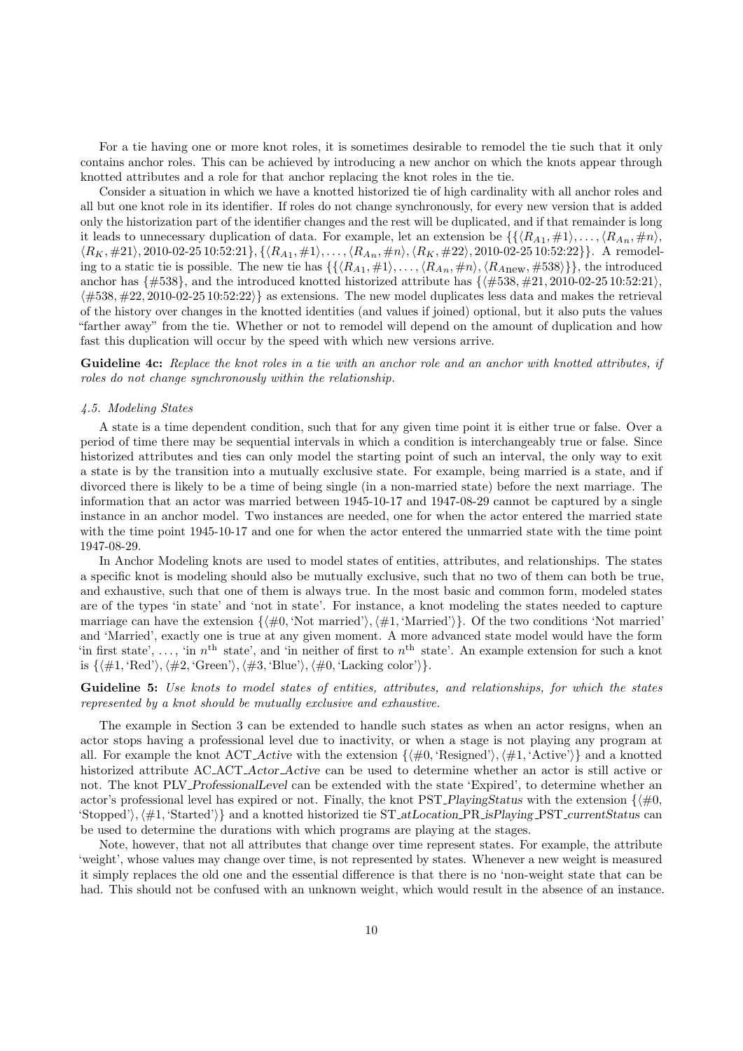For a tie having one or more knot roles, it is sometimes desirable to remodel the tie such that it only contains anchor roles. This can be achieved by introducing a new anchor on which the knots appear through knotted attributes and a role for that anchor replacing the knot roles in the tie.

Consider a situation in which we have a knotted historized tie of high cardinality with all anchor roles and all but one knot role in its identifier. If roles do not change synchronously, for every new version that is added only the historization part of the identifier changes and the rest will be duplicated, and if that remainder is long it leads to unnecessary duplication of data. For example, let an extension be $\{\{\langle R_{A1}, \#1\rangle, \ldots, \langle R_{An}, \#n\rangle, \langle R_K, \#21\rangle, \text{2010-02-25 10:52:21}\}, \{\langle R_{A1}, \#1\rangle, \ldots, \langle R_{An}, \#n\rangle, \langle R_K, \#22\rangle, \text{2010-02-25 10:52:22}\}\}$. A remodeling to a static tie is possible. The new tie has $\{\{\langle R_{A1}, \#1\rangle, \ldots, \langle R_{An}, \#n\rangle, \langle R_{A\text{new}}, \#538\rangle\}\}$, the introduced anchor has $\{\#538\}$, and the introduced knotted historized attribute has $\{\langle \#538, \#21, \text{2010-02-25 10:52:21}\rangle, \langle \#538, \#22, \text{2010-02-25 10:52:22}\rangle\}$ as extensions. The new model duplicates less data and makes the retrieval of the history over changes in the knotted identities (and values if joined) optional, but it also puts the values "farther away" from the tie. Whether or not to remodel will depend on the amount of duplication and how fast this duplication will occur by the speed with which new versions arrive.

**Guideline 4c:** *Replace the knot roles in a tie with an anchor role and an anchor with knotted attributes, if roles do not change synchronously within the relationship.*

### 4.5. Modeling States

A state is a time dependent condition, such that for any given time point it is either true or false. Over a period of time there may be sequential intervals in which a condition is interchangeably true or false. Since historized attributes and ties can only model the starting point of such an interval, the only way to exit a state is by the transition into a mutually exclusive state. For example, being married is a state, and if divorced there is likely to be a time of being single (in a non-married state) before the next marriage. The information that an actor was married between 1945-10-17 and 1947-08-29 cannot be captured by a single instance in an anchor model. Two instances are needed, one for when the actor entered the married state with the time point 1945-10-17 and one for when the actor entered the unmarried state with the time point 1947-08-29.

In Anchor Modeling knots are used to model states of entities, attributes, and relationships. The states a specific knot is modeling should also be mutually exclusive, such that no two of them can both be true, and exhaustive, such that one of them is always true. In the most basic and common form, modeled states are of the types 'in state' and 'not in state'. For instance, a knot modeling the states needed to capture marriage can have the extension $\{\langle \#0, \text{'Not married'}\rangle, \langle \#1, \text{'Married'}\rangle\}$. Of the two conditions 'Not married' and 'Married', exactly one is true at any given moment. A more advanced state model would have the form 'in first state', ..., 'in $n^{\text{th}}$ state', and 'in neither of first to $n^{\text{th}}$ state'. An example extension for such a knot is $\{\langle \#1, \text{'Red'}\rangle, \langle \#2, \text{'Green'}\rangle, \langle \#3, \text{'Blue'}\rangle, \langle \#0, \text{'Lacking color'}\rangle\}$.

**Guideline 5:** *Use knots to model states of entities, attributes, and relationships, for which the states represented by a knot should be mutually exclusive and exhaustive.*

The example in Section 3 can be extended to handle such states as when an actor resigns, when an actor stops having a professional level due to inactivity, or when a stage is not playing any program at all. For example the knot ACT_*Active* with the extension $\{\langle \#0, \text{'Resigned'}\rangle, \langle \#1, \text{'Active'}\rangle\}$ and a knotted historized attribute AC_ACT_*Actor_Active* can be used to determine whether an actor is still active or not. The knot PLV_*ProfessionalLevel* can be extended with the state 'Expired', to determine whether an actor's professional level has expired or not. Finally, the knot PST_*PlayingStatus* with the extension $\{\langle \#0, \text{'Stopped'}\rangle, \langle \#1, \text{'Started'}\rangle\}$ and a knotted historized tie ST_*atLocation*_PR_*isPlaying*_PST_*currentStatus* can be used to determine the durations with which programs are playing at the stages.

Note, however, that not all attributes that change over time represent states. For example, the attribute 'weight', whose values may change over time, is not represented by states. Whenever a new weight is measured it simply replaces the old one and the essential difference is that there is no 'non-weight state that can be had. This should not be confused with an unknown weight, which would result in the absence of an instance.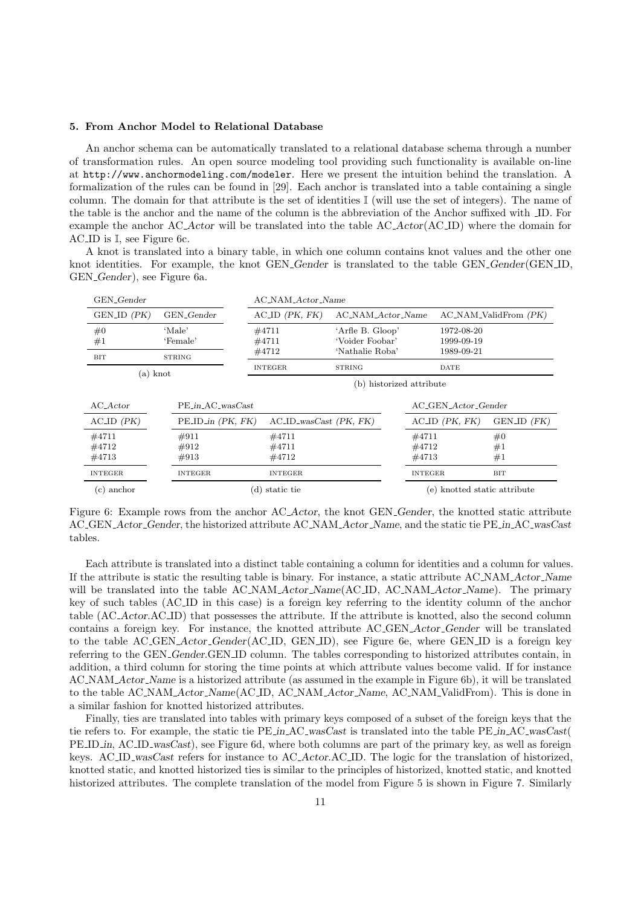## 5. From Anchor Model to Relational Database

An anchor schema can be automatically translated to a relational database schema through a number of transformation rules. An open source modeling tool providing such functionality is available on-line at http://www.anchormodeling.com/modeler. Here we present the intuition behind the translation. A formalization of the rules can be found in [29]. Each anchor is translated into a table containing a single column. The domain for that attribute is the set of identities $\mathbb{I}$ (will use the set of integers). The name of the table is the anchor and the name of the column is the abbreviation of the Anchor suffixed with _ID. For example the anchor AC_*Actor* will be translated into the table AC_*Actor*(AC_ID) where the domain for AC_ID is $\mathbb{I}$, see Figure 6c.

A knot is translated into a binary table, in which one column contains knot values and the other one knot identities. For example, the knot GEN_*Gender* is translated to the table GEN_*Gender*(GEN_ID, GEN_*Gender*), see Figure 6a.

GEN_*Gender*

| GEN_ID *(PK)* | GEN_*Gender* |
|---|---|
| #0 | 'Male' |
| #1 | 'Female' |
| BIT | STRING |

(a) knot

AC_NAM_*Actor*_*Name*

| AC_ID *(PK, FK)* | AC_NAM_*Actor*_*Name* | AC_NAM_ValidFrom *(PK)* |
|---|---|---|
| #4711 | 'Arfle B. Gloop' | 1972-08-20 |
| #4711 | 'Voider Foobar' | 1999-09-19 |
| #4712 | 'Nathalie Roba' | 1989-09-21 |
| INTEGER | STRING | DATE |

(b) historized attribute

AC_*Actor*

| AC_ID *(PK)* |
|---|
| #4711 |
| #4712 |
| #4713 |
| INTEGER |

(c) anchor

PE_*in*_AC_*wasCast*

| PE_ID_*in* *(PK, FK)* | AC_ID_*wasCast* *(PK, FK)* |
|---|---|
| #911 | #4711 |
| #912 | #4711 |
| #913 | #4712 |
| INTEGER | INTEGER |

(d) static tie

AC_GEN_*Actor*_*Gender*

| AC_ID *(PK, FK)* | GEN_ID *(FK)* |
|---|---|
| #4711 | #0 |
| #4712 | #1 |
| #4713 | #1 |
| INTEGER | BIT |

(e) knotted static attribute

Figure 6: Example rows from the anchor AC_*Actor*, the knot GEN_*Gender*, the knotted static attribute AC_GEN_*Actor*_*Gender*, the historized attribute AC_NAM_*Actor*_*Name*, and the static tie PE_*in*_AC_*wasCast* tables.

Each attribute is translated into a distinct table containing a column for identities and a column for values. If the attribute is static the resulting table is binary. For instance, a static attribute AC_NAM_*Actor*_*Name* will be translated into the table AC_NAM_*Actor*_*Name*(AC_ID, AC_NAM_*Actor*_*Name*). The primary key of such tables (AC_ID in this case) is a foreign key referring to the identity column of the anchor table (AC_*Actor*.AC_ID) that possesses the attribute. If the attribute is knotted, also the second column contains a foreign key. For instance, the knotted attribute AC_GEN_*Actor*_*Gender* will be translated to the table AC_GEN_*Actor*_*Gender*(AC_ID, GEN_ID), see Figure 6e, where GEN_ID is a foreign key referring to the GEN_*Gender*.GEN_ID column. The tables corresponding to historized attributes contain, in addition, a third column for storing the time points at which attribute values become valid. If for instance AC_NAM_*Actor*_*Name* is a historized attribute (as assumed in the example in Figure 6b), it will be translated to the table AC_NAM_*Actor*_*Name*(AC_ID, AC_NAM_*Actor*_*Name*, AC_NAM_ValidFrom). This is done in a similar fashion for knotted historized attributes.

Finally, ties are translated into tables with primary keys composed of a subset of the foreign keys that the tie refers to. For example, the static tie PE_*in*_AC_*wasCast* is translated into the table PE_*in*_AC_*wasCast*( PE_ID_*in*, AC_ID_*wasCast*), see Figure 6d, where both columns are part of the primary key, as well as foreign keys. AC_ID_*wasCast* refers for instance to AC_*Actor*.AC_ID. The logic for the translation of historized, knotted static, and knotted historized ties is similar to the principles of historized, knotted static, and knotted historized attributes. The complete translation of the model from Figure 5 is shown in Figure 7. Similarly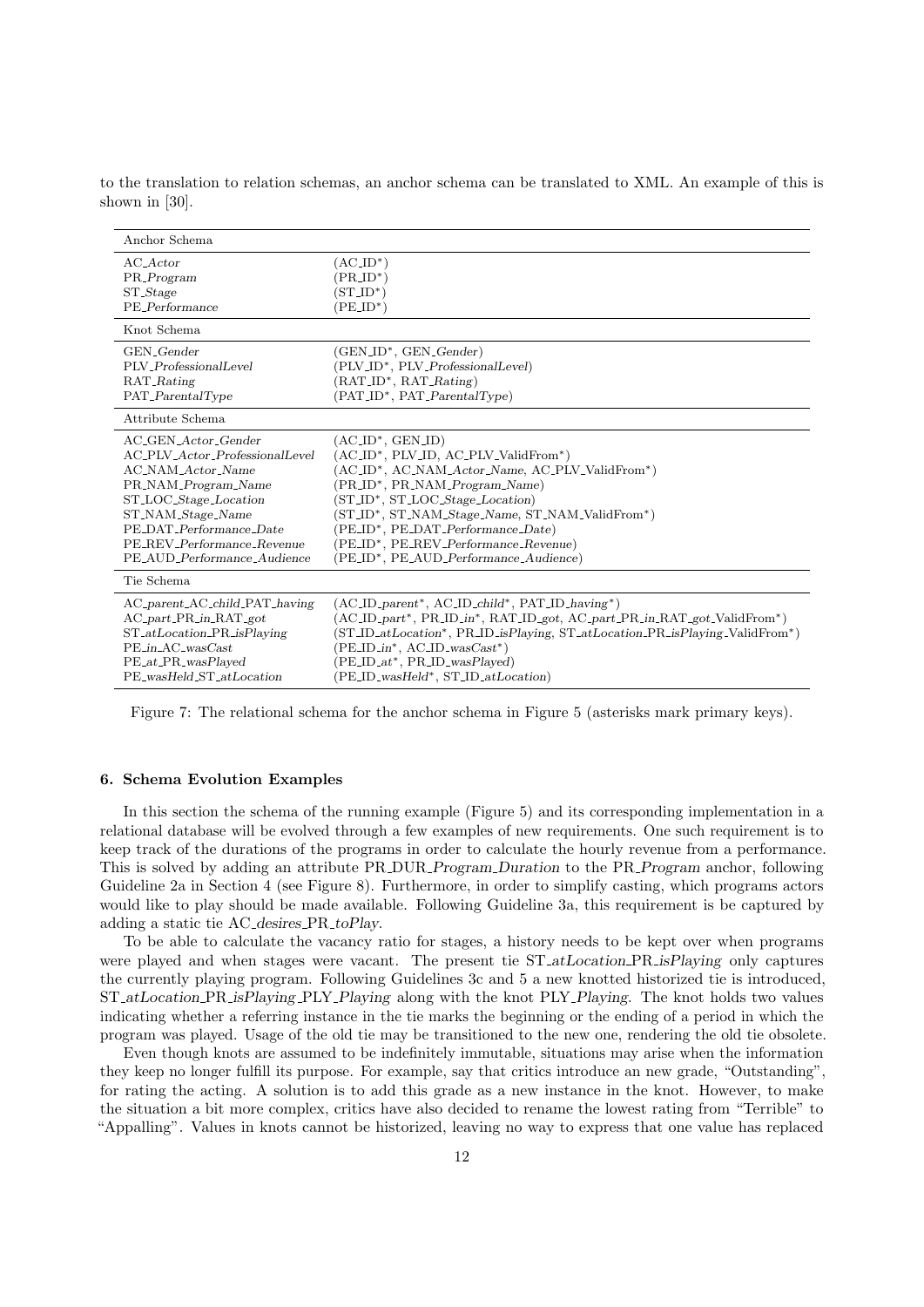to the translation to relation schemas, an anchor schema can be translated to XML. An example of this is shown in [30].

| Anchor Schema | |
|---|---|
| AC_*Actor* | (AC_ID*) |
| PR_*Program* | (PR_ID*) |
| ST_*Stage* | (ST_ID*) |
| PE_*Performance* | (PE_ID*) |
| **Knot Schema** | |
| GEN_*Gender* | (GEN_ID*, GEN_*Gender*) |
| PLV_*ProfessionalLevel* | (PLV_ID*, PLV_*ProfessionalLevel*) |
| RAT_*Rating* | (RAT_ID*, RAT_*Rating*) |
| PAT_*ParentalType* | (PAT_ID*, PAT_*ParentalType*) |
| **Attribute Schema** | |
| AC_GEN_*Actor*_*Gender* | (AC_ID*, GEN_ID) |
| AC_PLV_*Actor*_*ProfessionalLevel* | (AC_ID*, PLV_ID, AC_PLV_ValidFrom*) |
| AC_NAM_*Actor*_*Name* | (AC_ID*, AC_NAM_*Actor*_*Name*, AC_PLV_ValidFrom*) |
| PR_NAM_*Program*_*Name* | (PR_ID*, PR_NAM_*Program*_*Name*) |
| ST_LOC_*Stage*_*Location* | (ST_ID*, ST_LOC_*Stage*_*Location*) |
| ST_NAM_*Stage*_*Name* | (ST_ID*, ST_NAM_*Stage*_*Name*, ST_NAM_ValidFrom*) |
| PE_DAT_*Performance*_*Date* | (PE_ID*, PE_DAT_*Performance*_*Date*) |
| PE_REV_*Performance*_*Revenue* | (PE_ID*, PE_REV_*Performance*_*Revenue*) |
| PE_AUD_*Performance*_*Audience* | (PE_ID*, PE_AUD_*Performance*_*Audience*) |
| **Tie Schema** | |
| AC_*parent*_AC_*child*_PAT_*having* | (AC_ID_*parent**, AC_ID_*child**, PAT_ID_*having**) |
| AC_*part*_PR_*in*_RAT_*got* | (AC_ID_*part**, PR_ID_*in**, RAT_ID_*got*, AC_*part*_PR_*in*_RAT_*got*_ValidFrom*) |
| ST_*atLocation*_PR_*isPlaying* | (ST_ID_*atLocation**, PR_ID_*isPlaying*, ST_*atLocation*_PR_*isPlaying*_ValidFrom*) |
| PE_*in*_AC_*wasCast* | (PE_ID_*in**, AC_ID_*wasCast**) |
| PE_*at*_PR_*wasPlayed* | (PE_ID_*at**, PR_ID_*wasPlayed*) |
| PE_*wasHeld*_ST_*atLocation* | (PE_ID_*wasHeld**, ST_ID_*atLocation*) |

Figure 7: The relational schema for the anchor schema in Figure 5 (asterisks mark primary keys).

### 6. Schema Evolution Examples

In this section the schema of the running example (Figure 5) and its corresponding implementation in a relational database will be evolved through a few examples of new requirements. One such requirement is to keep track of the durations of the programs in order to calculate the hourly revenue from a performance. This is solved by adding an attribute PR_DUR_*Program*_*Duration* to the PR_*Program* anchor, following Guideline 2a in Section 4 (see Figure 8). Furthermore, in order to simplify casting, which programs actors would like to play should be made available. Following Guideline 3a, this requirement is be captured by adding a static tie AC_*desires*_PR_*toPlay*.

To be able to calculate the vacancy ratio for stages, a history needs to be kept over when programs were played and when stages were vacant. The present tie ST_*atLocation*_PR_*isPlaying* only captures the currently playing program. Following Guidelines 3c and 5 a new knotted historized tie is introduced, ST_*atLocation*_PR_*isPlaying*_PLY_*Playing* along with the knot PLY_*Playing*. The knot holds two values indicating whether a referring instance in the tie marks the beginning or the ending of a period in which the program was played. Usage of the old tie may be transitioned to the new one, rendering the old tie obsolete.

Even though knots are assumed to be indefinitely immutable, situations may arise when the information they keep no longer fulfill its purpose. For example, say that critics introduce an new grade, "Outstanding", for rating the acting. A solution is to add this grade as a new instance in the knot. However, to make the situation a bit more complex, critics have also decided to rename the lowest rating from "Terrible" to "Appalling". Values in knots cannot be historized, leaving no way to express that one value has replaced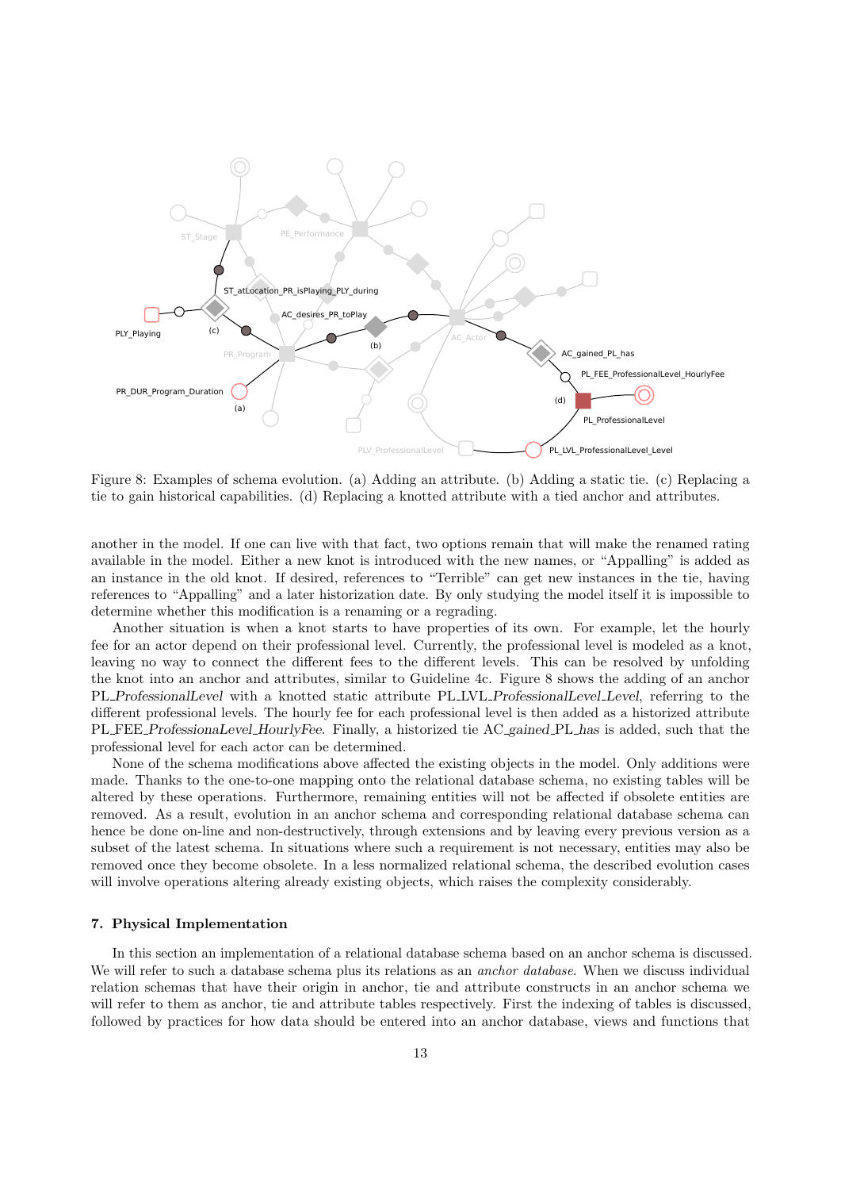Figure 8: Examples of schema evolution. (a) Adding an attribute. (b) Adding a static tie. (c) Replacing a tie to gain historical capabilities. (d) Replacing a knotted attribute with a tied anchor and attributes.

another in the model. If one can live with that fact, two options remain that will make the renamed rating available in the model. Either a new knot is introduced with the new names, or "Appalling" is added as an instance in the old knot. If desired, references to "Terrible" can get new instances in the tie, having references to "Appalling" and a later historization date. By only studying the model itself it is impossible to determine whether this modification is a renaming or a regrading.

Another situation is when a knot starts to have properties of its own. For example, let the hourly fee for an actor depend on their professional level. Currently, the professional level is modeled as a knot, leaving no way to connect the different fees to the different levels. This can be resolved by unfolding the knot into an anchor and attributes, similar to Guideline 4c. Figure 8 shows the adding of an anchor PL_*ProfessionalLevel* with a knotted static attribute PL_LVL_*ProfessionalLevel*_*Level*, referring to the different professional levels. The hourly fee for each professional level is then added as a historized attribute PL_FEE_*ProfessionaLevel*_*HourlyFee*. Finally, a historized tie AC_*gained*_PL_*has* is added, such that the professional level for each actor can be determined.

None of the schema modifications above affected the existing objects in the model. Only additions were made. Thanks to the one-to-one mapping onto the relational database schema, no existing tables will be altered by these operations. Furthermore, remaining entities will not be affected if obsolete entities are removed. As a result, evolution in an anchor schema and corresponding relational database schema can hence be done on-line and non-destructively, through extensions and by leaving every previous version as a subset of the latest schema. In situations where such a requirement is not necessary, entities may also be removed once they become obsolete. In a less normalized relational schema, the described evolution cases will involve operations altering already existing objects, which raises the complexity considerably.

## 7. Physical Implementation

In this section an implementation of a relational database schema based on an anchor schema is discussed. We will refer to such a database schema plus its relations as an *anchor database*. When we discuss individual relation schemas that have their origin in anchor, tie and attribute constructs in an anchor schema we will refer to them as anchor, tie and attribute tables respectively. First the indexing of tables is discussed, followed by practices for how data should be entered into an anchor database, views and functions that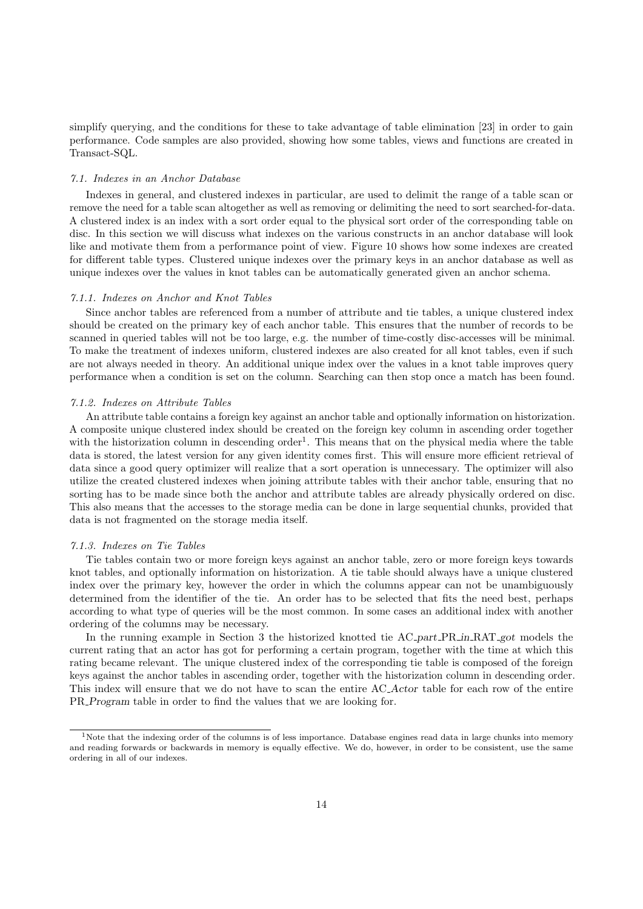simplify querying, and the conditions for these to take advantage of table elimination [23] in order to gain performance. Code samples are also provided, showing how some tables, views and functions are created in Transact-SQL.

### 7.1. Indexes in an Anchor Database

Indexes in general, and clustered indexes in particular, are used to delimit the range of a table scan or remove the need for a table scan altogether as well as removing or delimiting the need to sort searched-for-data. A clustered index is an index with a sort order equal to the physical sort order of the corresponding table on disc. In this section we will discuss what indexes on the various constructs in an anchor database will look like and motivate them from a performance point of view. Figure 10 shows how some indexes are created for different table types. Clustered unique indexes over the primary keys in an anchor database as well as unique indexes over the values in knot tables can be automatically generated given an anchor schema.

#### 7.1.1. Indexes on Anchor and Knot Tables

Since anchor tables are referenced from a number of attribute and tie tables, a unique clustered index should be created on the primary key of each anchor table. This ensures that the number of records to be scanned in queried tables will not be too large, e.g. the number of time-costly disc-accesses will be minimal. To make the treatment of indexes uniform, clustered indexes are also created for all knot tables, even if such are not always needed in theory. An additional unique index over the values in a knot table improves query performance when a condition is set on the column. Searching can then stop once a match has been found.

#### 7.1.2. Indexes on Attribute Tables

An attribute table contains a foreign key against an anchor table and optionally information on historization. A composite unique clustered index should be created on the foreign key column in ascending order together with the historization column in descending order[1]. This means that on the physical media where the table data is stored, the latest version for any given identity comes first. This will ensure more efficient retrieval of data since a good query optimizer will realize that a sort operation is unnecessary. The optimizer will also utilize the created clustered indexes when joining attribute tables with their anchor table, ensuring that no sorting has to be made since both the anchor and attribute tables are already physically ordered on disc. This also means that the accesses to the storage media can be done in large sequential chunks, provided that data is not fragmented on the storage media itself.

#### 7.1.3. Indexes on Tie Tables

Tie tables contain two or more foreign keys against an anchor table, zero or more foreign keys towards knot tables, and optionally information on historization. A tie table should always have a unique clustered index over the primary key, however the order in which the columns appear can not be unambiguously determined from the identifier of the tie. An order has to be selected that fits the need best, perhaps according to what type of queries will be the most common. In some cases an additional index with another ordering of the columns may be necessary.

In the running example in Section 3 the historized knotted tie AC_*part*_PR_*in*_RAT_*got* models the current rating that an actor has got for performing a certain program, together with the time at which this rating became relevant. The unique clustered index of the corresponding tie table is composed of the foreign keys against the anchor tables in ascending order, together with the historization column in descending order. This index will ensure that we do not have to scan the entire AC_*Actor* table for each row of the entire PR_*Program* table in order to find the values that we are looking for.

---

[1] Note that the indexing order of the columns is of less importance. Database engines read data in large chunks into memory and reading forwards or backwards in memory is equally effective. We do, however, in order to be consistent, use the same ordering in all of our indexes.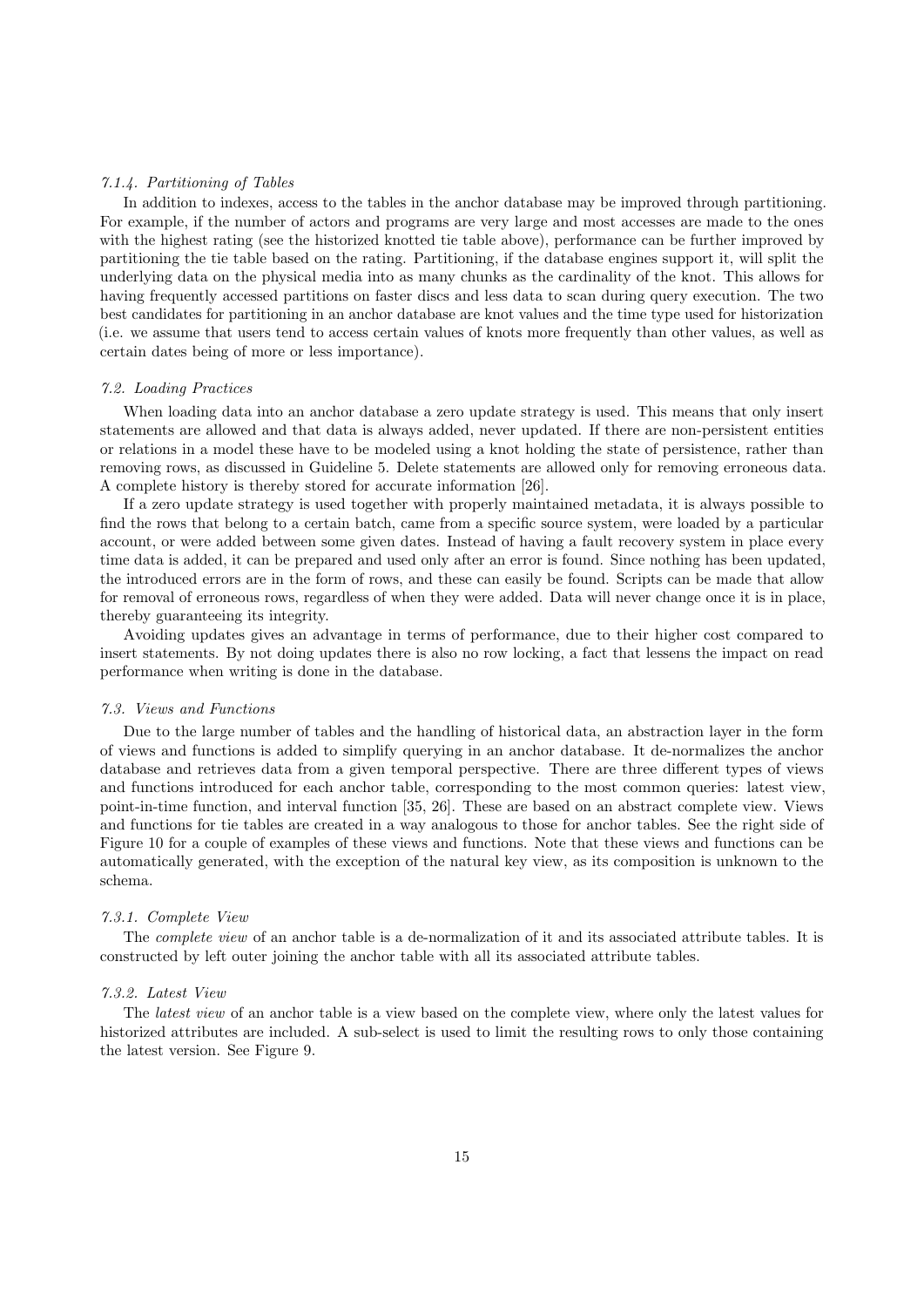#### 7.1.4. Partitioning of Tables

In addition to indexes, access to the tables in the anchor database may be improved through partitioning. For example, if the number of actors and programs are very large and most accesses are made to the ones with the highest rating (see the historized knotted tie table above), performance can be further improved by partitioning the tie table based on the rating. Partitioning, if the database engines support it, will split the underlying data on the physical media into as many chunks as the cardinality of the knot. This allows for having frequently accessed partitions on faster discs and less data to scan during query execution. The two best candidates for partitioning in an anchor database are knot values and the time type used for historization (i.e. we assume that users tend to access certain values of knots more frequently than other values, as well as certain dates being of more or less importance).

### 7.2. Loading Practices

When loading data into an anchor database a zero update strategy is used. This means that only insert statements are allowed and that data is always added, never updated. If there are non-persistent entities or relations in a model these have to be modeled using a knot holding the state of persistence, rather than removing rows, as discussed in Guideline 5. Delete statements are allowed only for removing erroneous data. A complete history is thereby stored for accurate information [26].

If a zero update strategy is used together with properly maintained metadata, it is always possible to find the rows that belong to a certain batch, came from a specific source system, were loaded by a particular account, or were added between some given dates. Instead of having a fault recovery system in place every time data is added, it can be prepared and used only after an error is found. Since nothing has been updated, the introduced errors are in the form of rows, and these can easily be found. Scripts can be made that allow for removal of erroneous rows, regardless of when they were added. Data will never change once it is in place, thereby guaranteeing its integrity.

Avoiding updates gives an advantage in terms of performance, due to their higher cost compared to insert statements. By not doing updates there is also no row locking, a fact that lessens the impact on read performance when writing is done in the database.

### 7.3. Views and Functions

Due to the large number of tables and the handling of historical data, an abstraction layer in the form of views and functions is added to simplify querying in an anchor database. It de-normalizes the anchor database and retrieves data from a given temporal perspective. There are three different types of views and functions introduced for each anchor table, corresponding to the most common queries: latest view, point-in-time function, and interval function [35, 26]. These are based on an abstract complete view. Views and functions for tie tables are created in a way analogous to those for anchor tables. See the right side of Figure 10 for a couple of examples of these views and functions. Note that these views and functions can be automatically generated, with the exception of the natural key view, as its composition is unknown to the schema.

#### 7.3.1. Complete View

The *complete view* of an anchor table is a de-normalization of it and its associated attribute tables. It is constructed by left outer joining the anchor table with all its associated attribute tables.

#### 7.3.2. Latest View

The *latest view* of an anchor table is a view based on the complete view, where only the latest values for historized attributes are included. A sub-select is used to limit the resulting rows to only those containing the latest version. See Figure 9.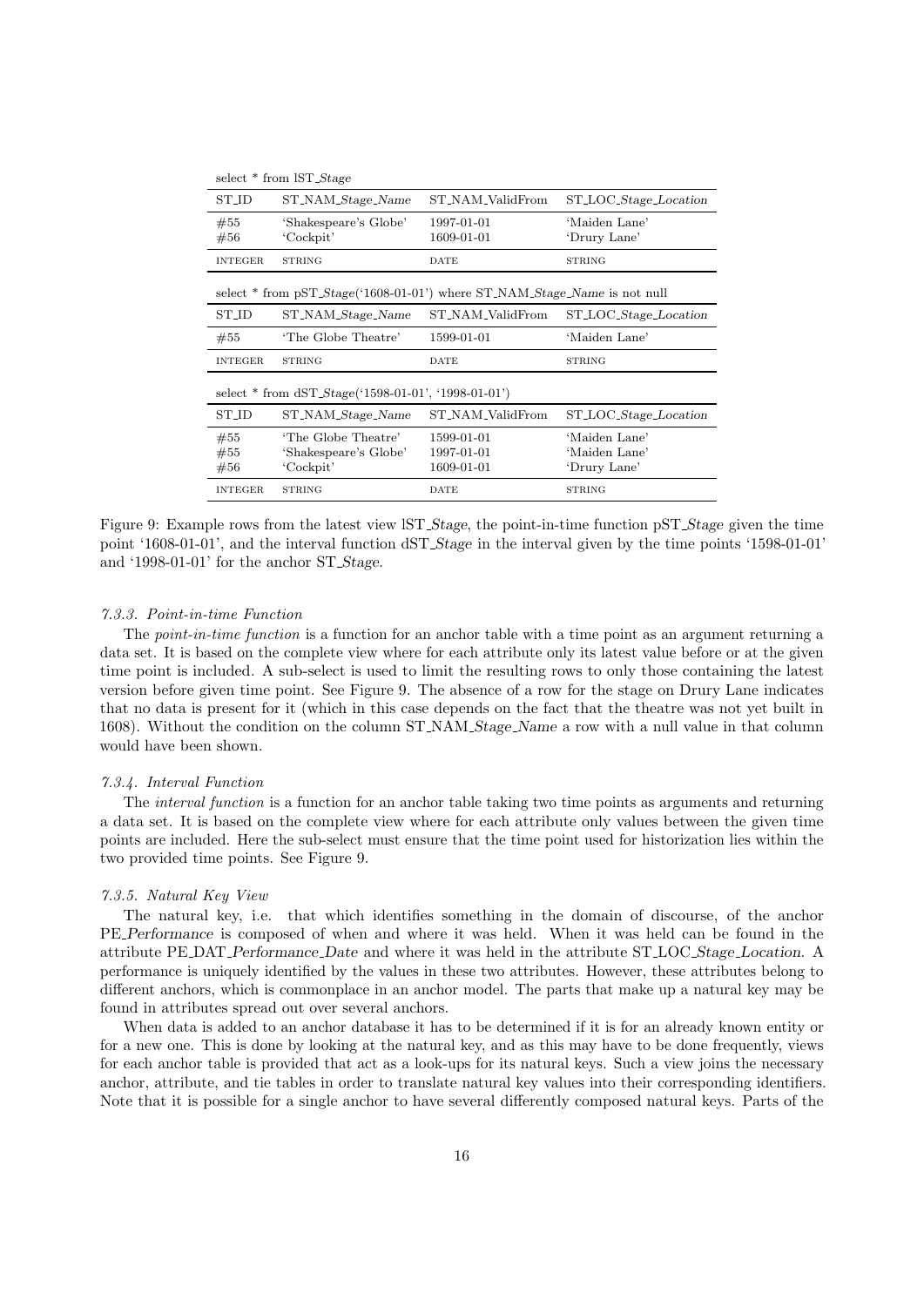select * from lST_*Stage*

| ST_ID | ST_NAM_*Stage_Name* | ST_NAM_ValidFrom | ST_LOC_*Stage_Location* |
|---|---|---|---|
| #55 | 'Shakespeare's Globe' | 1997-01-01 | 'Maiden Lane' |
| #56 | 'Cockpit' | 1609-01-01 | 'Drury Lane' |
| INTEGER | STRING | DATE | STRING |

select * from pST_*Stage*('1608-01-01') where ST_NAM_*Stage_Name* is not null

| ST_ID | ST_NAM_*Stage_Name* | ST_NAM_ValidFrom | ST_LOC_*Stage_Location* |
|---|---|---|---|
| #55 | 'The Globe Theatre' | 1599-01-01 | 'Maiden Lane' |
| INTEGER | STRING | DATE | STRING |

select * from dST_*Stage*('1598-01-01', '1998-01-01')

| ST_ID | ST_NAM_*Stage_Name* | ST_NAM_ValidFrom | ST_LOC_*Stage_Location* |
|---|---|---|---|
| #55 | 'The Globe Theatre' | 1599-01-01 | 'Maiden Lane' |
| #55 | 'Shakespeare's Globe' | 1997-01-01 | 'Maiden Lane' |
| #56 | 'Cockpit' | 1609-01-01 | 'Drury Lane' |
| INTEGER | STRING | DATE | STRING |

Figure 9: Example rows from the latest view lST_*Stage*, the point-in-time function pST_*Stage* given the time point '1608-01-01', and the interval function dST_*Stage* in the interval given by the time points '1598-01-01' and '1998-01-01' for the anchor ST_*Stage*.

#### *7.3.3. Point-in-time Function*

The *point-in-time function* is a function for an anchor table with a time point as an argument returning a data set. It is based on the complete view where for each attribute only its latest value before or at the given time point is included. A sub-select is used to limit the resulting rows to only those containing the latest version before given time point. See Figure 9. The absence of a row for the stage on Drury Lane indicates that no data is present for it (which in this case depends on the fact that the theatre was not yet built in 1608). Without the condition on the column ST_NAM_*Stage_Name* a row with a null value in that column would have been shown.

#### *7.3.4. Interval Function*

The *interval function* is a function for an anchor table taking two time points as arguments and returning a data set. It is based on the complete view where for each attribute only values between the given time points are included. Here the sub-select must ensure that the time point used for historization lies within the two provided time points. See Figure 9.

#### *7.3.5. Natural Key View*

The natural key, i.e. that which identifies something in the domain of discourse, of the anchor PE_*Performance* is composed of when and where it was held. When it was held can be found in the attribute PE_DAT_*Performance_Date* and where it was held in the attribute ST_LOC_*Stage_Location*. A performance is uniquely identified by the values in these two attributes. However, these attributes belong to different anchors, which is commonplace in an anchor model. The parts that make up a natural key may be found in attributes spread out over several anchors.

When data is added to an anchor database it has to be determined if it is for an already known entity or for a new one. This is done by looking at the natural key, and as this may have to be done frequently, views for each anchor table is provided that act as a look-ups for its natural keys. Such a view joins the necessary anchor, attribute, and tie tables in order to translate natural key values into their corresponding identifiers. Note that it is possible for a single anchor to have several differently composed natural keys. Parts of the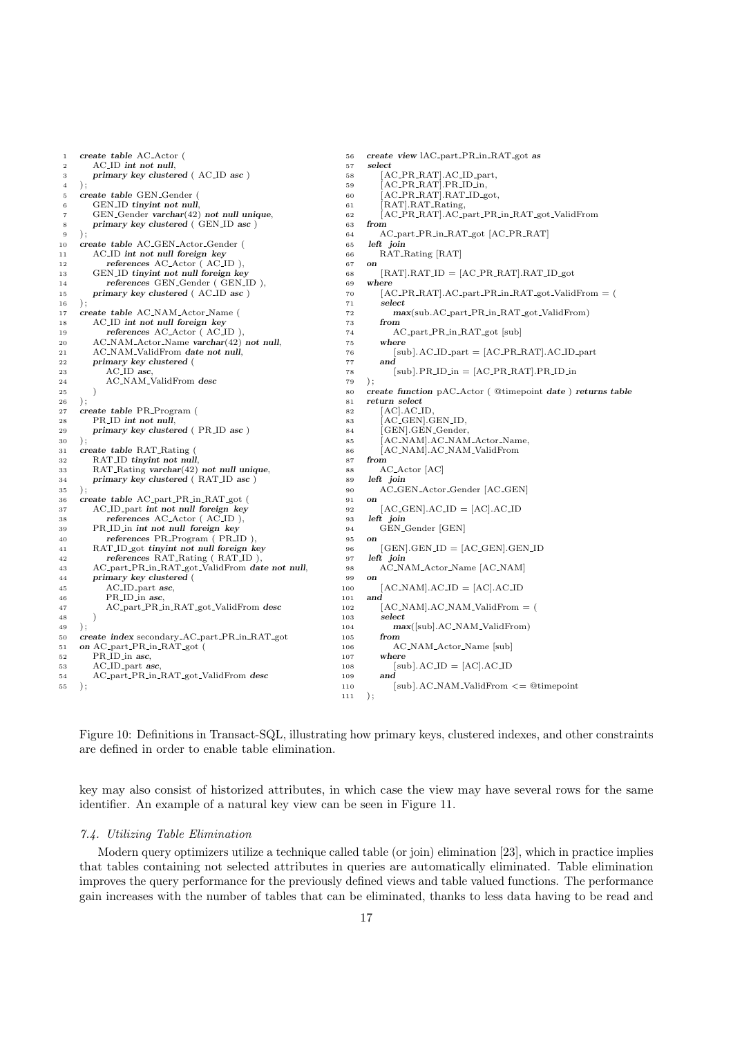```
1   create table AC_Actor (
2       AC_ID int not null,
3       primary key clustered ( AC_ID asc )
4   );
5   create table GEN_Gender (
6       GEN_ID tinyint not null,
7       GEN_Gender varchar(42) not null unique,
8       primary key clustered ( GEN_ID asc )
9   );
10  create table AC_GEN_Actor_Gender (
11      AC_ID int not null foreign key
12          references AC_Actor ( AC_ID ),
13      GEN_ID tinyint not null foreign key
14          references GEN_Gender ( GEN_ID ),
15      primary key clustered ( AC_ID asc )
16  );
17  create table AC_NAM_Actor_Name (
18      AC_ID int not null foreign key
19          references AC_Actor ( AC_ID ),
20      AC_NAM_Actor_Name varchar(42) not null,
21      AC_NAM_ValidFrom date not null,
22      primary key clustered (
23          AC_ID asc,
24          AC_NAM_ValidFrom desc
25      )
26  );
27  create table PR_Program (
28      PR_ID int not null,
29      primary key clustered ( PR_ID asc )
30  );
31  create table RAT_Rating (
32      RAT_ID tinyint not null,
33      RAT_Rating varchar(42) not null unique,
34      primary key clustered ( RAT_ID asc )
35  );
36  create table AC_part_PR_in_RAT_got (
37      AC_ID_part int not null foreign key
38          references AC_Actor ( AC_ID ),
39      PR_ID_in int not null foreign key
40          references PR_Program ( PR_ID ),
41      RAT_ID_got tinyint not null foreign key
42          references RAT_Rating ( RAT_ID ),
43      AC_part_PR_in_RAT_got_ValidFrom date not null,
44      primary key clustered (
45          AC_ID_part asc,
46          PR_ID_in asc,
47          AC_part_PR_in_RAT_got_ValidFrom desc
48      )
49  );
50  create index secondary_AC_part_PR_in_RAT_got
51  on AC_part_PR_in_RAT_got (
52      PR_ID_in asc,
53      AC_ID_part asc,
54      AC_part_PR_in_RAT_got_ValidFrom desc
55  );
56  create view lAC_part_PR_in_RAT_got as
57  select
58      [AC_PR_RAT].AC_ID_part,
59      [AC_PR_RAT].PR_ID_in,
60      [AC_PR_RAT].RAT_ID_got,
61      [RAT].RAT_Rating,
62      [AC_PR_RAT].AC_part_PR_in_RAT_got_ValidFrom
63  from
64      AC_part_PR_in_RAT_got [AC_PR_RAT]
65  left join
66      RAT_Rating [RAT]
67  on
68      [RAT].RAT_ID = [AC_PR_RAT].RAT_ID_got
69  where
70      [AC_PR_RAT].AC_part_PR_in_RAT_got_ValidFrom = (
71      select
72          max(sub.AC_part_PR_in_RAT_got_ValidFrom)
73      from
74          AC_part_PR_in_RAT_got [sub]
75      where
76          [sub].AC_ID_part = [AC_PR_RAT].AC_ID_part
77      and
78          [sub].PR_ID_in = [AC_PR_RAT].PR_ID_in
79  );
80  create function pAC_Actor ( @timepoint date ) returns table
81  return select
82      [AC].AC_ID,
83      [AC_GEN].GEN_ID,
84      [GEN].GEN_Gender,
85      [AC_NAM].AC_NAM_Actor_Name,
86      [AC_NAM].AC_NAM_ValidFrom
87  from
88      AC_Actor [AC]
89  left join
90      AC_GEN_Actor_Gender [AC_GEN]
91  on
92      [AC_GEN].AC_ID = [AC].AC_ID
93  left join
94      GEN_Gender [GEN]
95  on
96      [GEN].GEN_ID = [AC_GEN].GEN_ID
97  left join
98      AC_NAM_Actor_Name [AC_NAM]
99  on
100     [AC_NAM].AC_ID = [AC].AC_ID
101 and
102     [AC_NAM].AC_NAM_ValidFrom = (
103     select
104         max([sub].AC_NAM_ValidFrom)
105     from
106         AC_NAM_Actor_Name [sub]
107     where
108         [sub].AC_ID = [AC].AC_ID
109     and
110         [sub].AC_NAM_ValidFrom <= @timepoint
111 );
```

Figure 10: Definitions in Transact-SQL, illustrating how primary keys, clustered indexes, and other constraints are defined in order to enable table elimination.

key may also consist of historized attributes, in which case the view may have several rows for the same identifier. An example of a natural key view can be seen in Figure 11.

### 7.4. Utilizing Table Elimination

Modern query optimizers utilize a technique called table (or join) elimination [23], which in practice implies that tables containing not selected attributes in queries are automatically eliminated. Table elimination improves the query performance for the previously defined views and table valued functions. The performance gain increases with the number of tables that can be eliminated, thanks to less data having to be read and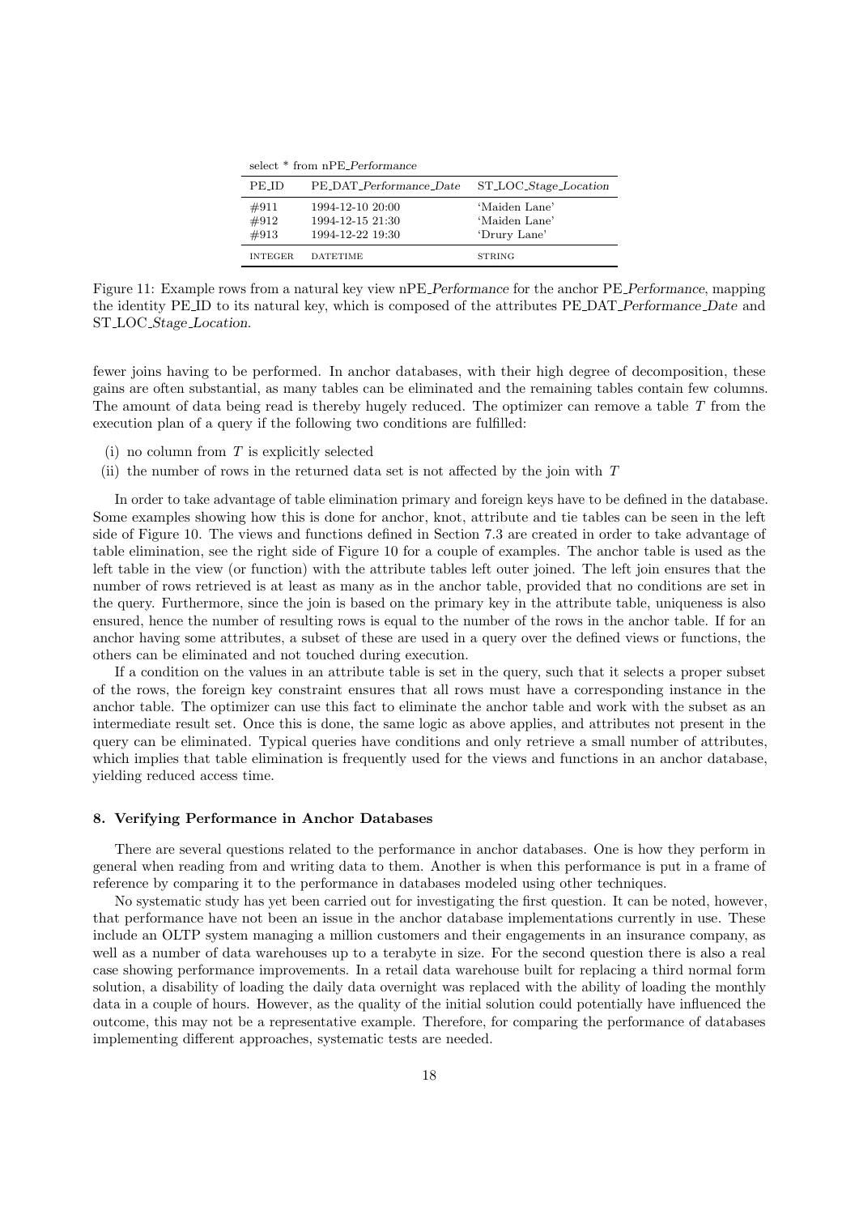select * from nPE_*Performance*

| PE_ID | PE_DAT_*Performance_Date* | ST_LOC_*Stage_Location* |
|---|---|---|
| #911 | 1994-12-10 20:00 | 'Maiden Lane' |
| #912 | 1994-12-15 21:30 | 'Maiden Lane' |
| #913 | 1994-12-22 19:30 | 'Drury Lane' |
| INTEGER | DATETIME | STRING |

Figure 11: Example rows from a natural key view nPE_*Performance* for the anchor PE_*Performance*, mapping the identity PE_ID to its natural key, which is composed of the attributes PE_DAT_*Performance_Date* and ST_LOC_*Stage_Location*.

fewer joins having to be performed. In anchor databases, with their high degree of decomposition, these gains are often substantial, as many tables can be eliminated and the remaining tables contain few columns. The amount of data being read is thereby hugely reduced. The optimizer can remove a table $T$ from the execution plan of a query if the following two conditions are fulfilled:

(i) no column from $T$ is explicitly selected

(ii) the number of rows in the returned data set is not affected by the join with $T$

In order to take advantage of table elimination primary and foreign keys have to be defined in the database. Some examples showing how this is done for anchor, knot, attribute and tie tables can be seen in the left side of Figure 10. The views and functions defined in Section 7.3 are created in order to take advantage of table elimination, see the right side of Figure 10 for a couple of examples. The anchor table is used as the left table in the view (or function) with the attribute tables left outer joined. The left join ensures that the number of rows retrieved is at least as many as in the anchor table, provided that no conditions are set in the query. Furthermore, since the join is based on the primary key in the attribute table, uniqueness is also ensured, hence the number of resulting rows is equal to the number of the rows in the anchor table. If for an anchor having some attributes, a subset of these are used in a query over the defined views or functions, the others can be eliminated and not touched during execution.

If a condition on the values in an attribute table is set in the query, such that it selects a proper subset of the rows, the foreign key constraint ensures that all rows must have a corresponding instance in the anchor table. The optimizer can use this fact to eliminate the anchor table and work with the subset as an intermediate result set. Once this is done, the same logic as above applies, and attributes not present in the query can be eliminated. Typical queries have conditions and only retrieve a small number of attributes, which implies that table elimination is frequently used for the views and functions in an anchor database, yielding reduced access time.

## 8. Verifying Performance in Anchor Databases

There are several questions related to the performance in anchor databases. One is how they perform in general when reading from and writing data to them. Another is when this performance is put in a frame of reference by comparing it to the performance in databases modeled using other techniques.

No systematic study has yet been carried out for investigating the first question. It can be noted, however, that performance have not been an issue in the anchor database implementations currently in use. These include an OLTP system managing a million customers and their engagements in an insurance company, as well as a number of data warehouses up to a terabyte in size. For the second question there is also a real case showing performance improvements. In a retail data warehouse built for replacing a third normal form solution, a disability of loading the daily data overnight was replaced with the ability of loading the monthly data in a couple of hours. However, as the quality of the initial solution could potentially have influenced the outcome, this may not be a representative example. Therefore, for comparing the performance of databases implementing different approaches, systematic tests are needed.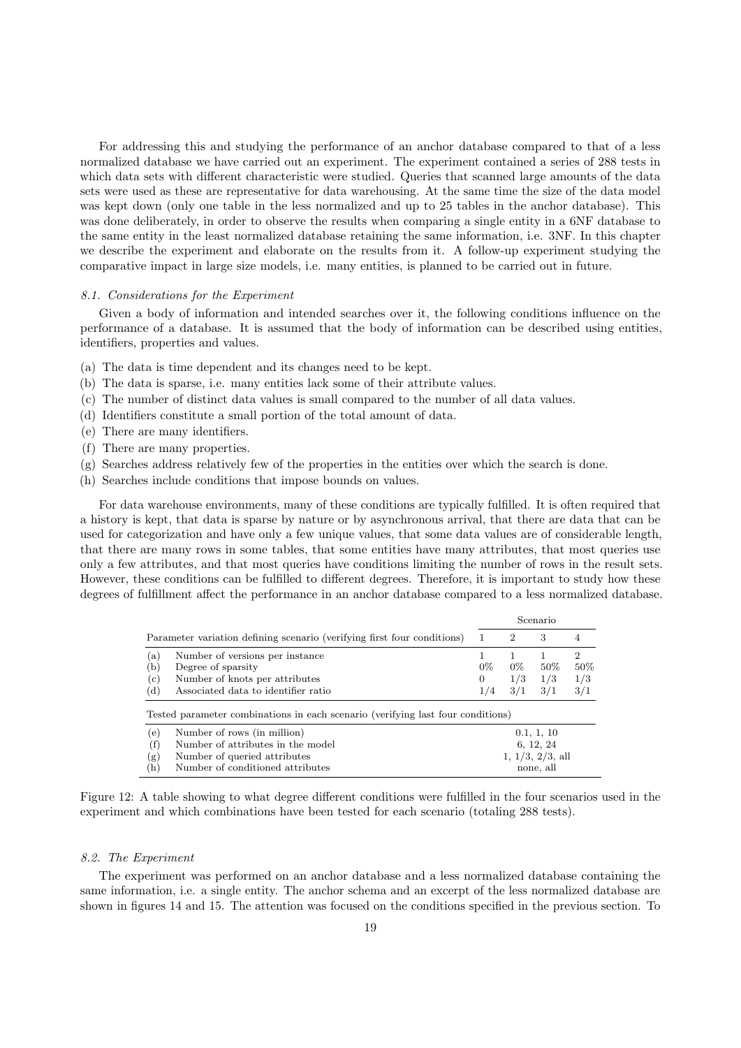For addressing this and studying the performance of an anchor database compared to that of a less normalized database we have carried out an experiment. The experiment contained a series of 288 tests in which data sets with different characteristic were studied. Queries that scanned large amounts of the data sets were used as these are representative for data warehousing. At the same time the size of the data model was kept down (only one table in the less normalized and up to 25 tables in the anchor database). This was done deliberately, in order to observe the results when comparing a single entity in a 6NF database to the same entity in the least normalized database retaining the same information, i.e. 3NF. In this chapter we describe the experiment and elaborate on the results from it. A follow-up experiment studying the comparative impact in large size models, i.e. many entities, is planned to be carried out in future.

### 8.1. Considerations for the Experiment

Given a body of information and intended searches over it, the following conditions influence on the performance of a database. It is assumed that the body of information can be described using entities, identifiers, properties and values.

(a) The data is time dependent and its changes need to be kept.
(b) The data is sparse, i.e. many entities lack some of their attribute values.
(c) The number of distinct data values is small compared to the number of all data values.
(d) Identifiers constitute a small portion of the total amount of data.
(e) There are many identifiers.
(f) There are many properties.
(g) Searches address relatively few of the properties in the entities over which the search is done.
(h) Searches include conditions that impose bounds on values.

For data warehouse environments, many of these conditions are typically fulfilled. It is often required that a history is kept, that data is sparse by nature or by asynchronous arrival, that there are data that can be used for categorization and have only a few unique values, that some data values are of considerable length, that there are many rows in some tables, that some entities have many attributes, that most queries use only a few attributes, and that most queries have conditions limiting the number of rows in the result sets. However, these conditions can be fulfilled to different degrees. Therefore, it is important to study how these degrees of fulfillment affect the performance in an anchor database compared to a less normalized database.

| | | Scenario | | | |
|---|---|---|---|---|---|
| Parameter variation defining scenario (verifying first four conditions) | | 1 | 2 | 3 | 4 |
| (a) | Number of versions per instance | 1 | 1 | 1 | 2 |
| (b) | Degree of sparsity | 0% | 0% | 50% | 50% |
| (c) | Number of knots per attributes | 0 | 1/3 | 1/3 | 1/3 |
| (d) | Associated data to identifier ratio | 1/4 | 3/1 | 3/1 | 3/1 |
| Tested parameter combinations in each scenario (verifying last four conditions) | | | | | |
| (e) | Number of rows (in million) | 0.1, 1, 10 | | | |
| (f) | Number of attributes in the model | 6, 12, 24 | | | |
| (g) | Number of queried attributes | 1, 1/3, 2/3, all | | | |
| (h) | Number of conditioned attributes | none, all | | | |

Figure 12: A table showing to what degree different conditions were fulfilled in the four scenarios used in the experiment and which combinations have been tested for each scenario (totaling 288 tests).

### 8.2. The Experiment

The experiment was performed on an anchor database and a less normalized database containing the same information, i.e. a single entity. The anchor schema and an excerpt of the less normalized database are shown in figures 14 and 15. The attention was focused on the conditions specified in the previous section. To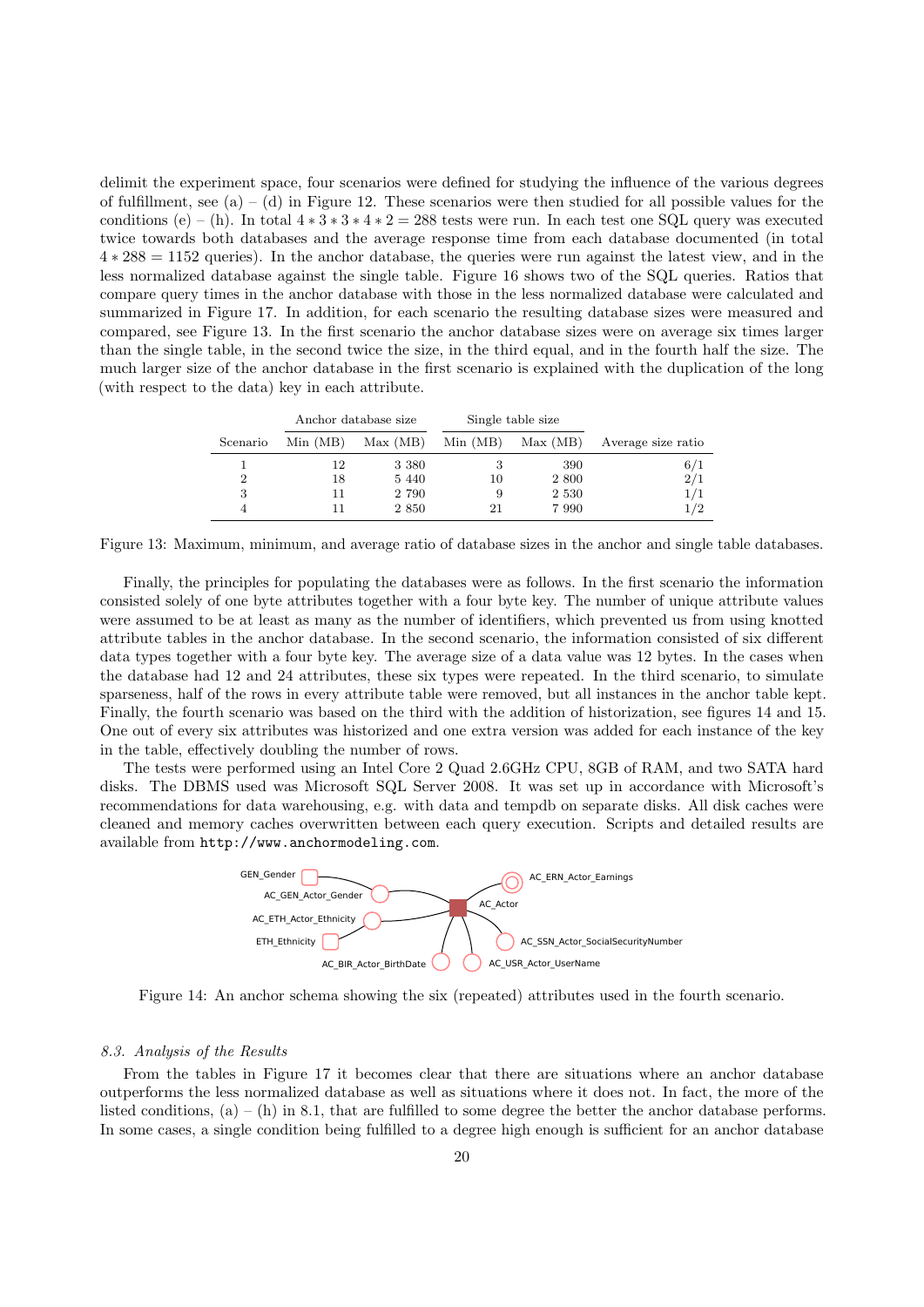delimit the experiment space, four scenarios were defined for studying the influence of the various degrees of fulfillment, see (a) – (d) in Figure 12. These scenarios were then studied for all possible values for the conditions (e) – (h). In total $4*3*3*4*2 = 288$ tests were run. In each test one SQL query was executed twice towards both databases and the average response time from each database documented (in total $4*288 = 1152$ queries). In the anchor database, the queries were run against the latest view, and in the less normalized database against the single table. Figure 16 shows two of the SQL queries. Ratios that compare query times in the anchor database with those in the less normalized database were calculated and summarized in Figure 17. In addition, for each scenario the resulting database sizes were measured and compared, see Figure 13. In the first scenario the anchor database sizes were on average six times larger than the single table, in the second twice the size, in the third equal, and in the fourth half the size. The much larger size of the anchor database in the first scenario is explained with the duplication of the long (with respect to the data) key in each attribute.

| | Anchor database size | | Single table size | | |
|---|---|---|---|---|---|
| Scenario | Min (MB) | Max (MB) | Min (MB) | Max (MB) | Average size ratio |
| 1 | 12 | 3 380 | 3 | 390 | 6/1 |
| 2 | 18 | 5 440 | 10 | 2 800 | 2/1 |
| 3 | 11 | 2 790 | 9 | 2 530 | 1/1 |
| 4 | 11 | 2 850 | 21 | 7 990 | 1/2 |

Figure 13: Maximum, minimum, and average ratio of database sizes in the anchor and single table databases.

Finally, the principles for populating the databases were as follows. In the first scenario the information consisted solely of one byte attributes together with a four byte key. The number of unique attribute values were assumed to be at least as many as the number of identifiers, which prevented us from using knotted attribute tables in the anchor database. In the second scenario, the information consisted of six different data types together with a four byte key. The average size of a data value was 12 bytes. In the cases when the database had 12 and 24 attributes, these six types were repeated. In the third scenario, to simulate sparseness, half of the rows in every attribute table were removed, but all instances in the anchor table kept. Finally, the fourth scenario was based on the third with the addition of historization, see figures 14 and 15. One out of every six attributes was historized and one extra version was added for each instance of the key in the table, effectively doubling the number of rows.

The tests were performed using an Intel Core 2 Quad 2.6GHz CPU, 8GB of RAM, and two SATA hard disks. The DBMS used was Microsoft SQL Server 2008. It was set up in accordance with Microsoft's recommendations for data warehousing, e.g. with data and tempdb on separate disks. All disk caches were cleaned and memory caches overwritten between each query execution. Scripts and detailed results are available from `http://www.anchormodeling.com`.

GEN_Gender, AC_GEN_Actor_Gender, AC_ETH_Actor_Ethnicity, ETH_Ethnicity, AC_BIR_Actor_BirthDate, AC_USR_Actor_UserName, AC_SSN_Actor_SocialSecurityNumber, AC_Actor, AC_ERN_Actor_Earnings

Figure 14: An anchor schema showing the six (repeated) attributes used in the fourth scenario.

### *8.3. Analysis of the Results*

From the tables in Figure 17 it becomes clear that there are situations where an anchor database outperforms the less normalized database as well as situations where it does not. In fact, the more of the listed conditions, (a) – (h) in 8.1, that are fulfilled to some degree the better the anchor database performs. In some cases, a single condition being fulfilled to a degree high enough is sufficient for an anchor database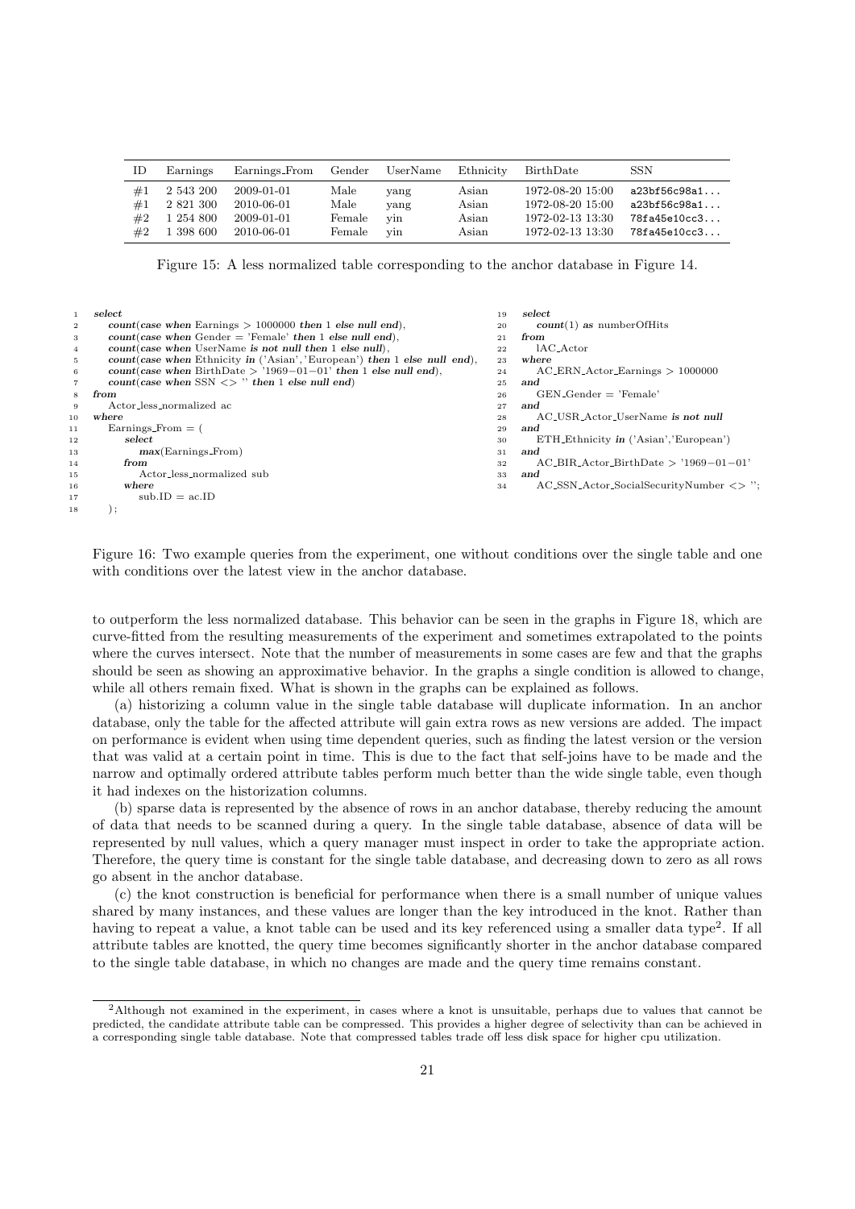| ID | Earnings | Earnings_From | Gender | UserName | Ethnicity | BirthDate | SSN |
|---|---|---|---|---|---|---|---|
| #1 | 2 543 200 | 2009-01-01 | Male | yang | Asian | 1972-08-20 15:00 | a23bf56c98a1... |
| #1 | 2 821 300 | 2010-06-01 | Male | yang | Asian | 1972-08-20 15:00 | a23bf56c98a1... |
| #2 | 1 254 800 | 2009-01-01 | Female | yin | Asian | 1972-02-13 13:30 | 78fa45e10cc3... |
| #2 | 1 398 600 | 2010-06-01 | Female | yin | Asian | 1972-02-13 13:30 | 78fa45e10cc3... |

Figure 15: A less normalized table corresponding to the anchor database in Figure 14.

```
1  select
2      count(case when Earnings > 1000000 then 1 else null end),
3      count(case when Gender = 'Female' then 1 else null end),
4      count(case when UserName is not null then 1 else null),
5      count(case when Ethnicity in ('Asian','European') then 1 else null end),
6      count(case when BirthDate > '1969−01−01' then 1 else null end),
7      count(case when SSN <> '' then 1 else null end)
8  from
9      Actor_less_normalized ac
10 where
11     Earnings_From = (
12         select
13             max(Earnings_From)
14         from
15             Actor_less_normalized sub
16         where
17             sub.ID = ac.ID
18     );
```

```
19 select
20     count(1) as numberOfHits
21 from
22     lAC_Actor
23 where
24     AC_ERN_Actor_Earnings > 1000000
25 and
26     GEN_Gender = 'Female'
27 and
28     AC_USR_Actor_UserName is not null
29 and
30     ETH_Ethnicity in ('Asian','European')
31 and
32     AC_BIR_Actor_BirthDate > '1969−01−01'
33 and
34     AC_SSN_Actor_SocialSecurityNumber <> '';
```

Figure 16: Two example queries from the experiment, one without conditions over the single table and one with conditions over the latest view in the anchor database.

to outperform the less normalized database. This behavior can be seen in the graphs in Figure 18, which are curve-fitted from the resulting measurements of the experiment and sometimes extrapolated to the points where the curves intersect. Note that the number of measurements in some cases are few and that the graphs should be seen as showing an approximative behavior. In the graphs a single condition is allowed to change, while all others remain fixed. What is shown in the graphs can be explained as follows.

(a) historizing a column value in the single table database will duplicate information. In an anchor database, only the table for the affected attribute will gain extra rows as new versions are added. The impact on performance is evident when using time dependent queries, such as finding the latest version or the version that was valid at a certain point in time. This is due to the fact that self-joins have to be made and the narrow and optimally ordered attribute tables perform much better than the wide single table, even though it had indexes on the historization columns.

(b) sparse data is represented by the absence of rows in an anchor database, thereby reducing the amount of data that needs to be scanned during a query. In the single table database, absence of data will be represented by null values, which a query manager must inspect in order to take the appropriate action. Therefore, the query time is constant for the single table database, and decreasing down to zero as all rows go absent in the anchor database.

(c) the knot construction is beneficial for performance when there is a small number of unique values shared by many instances, and these values are longer than the key introduced in the knot. Rather than having to repeat a value, a knot table can be used and its key referenced using a smaller data type[2]. If all attribute tables are knotted, the query time becomes significantly shorter in the anchor database compared to the single table database, in which no changes are made and the query time remains constant.

[2] Although not examined in the experiment, in cases where a knot is unsuitable, perhaps due to values that cannot be predicted, the candidate attribute table can be compressed. This provides a higher degree of selectivity than can be achieved in a corresponding single table database. Note that compressed tables trade off less disk space for higher cpu utilization.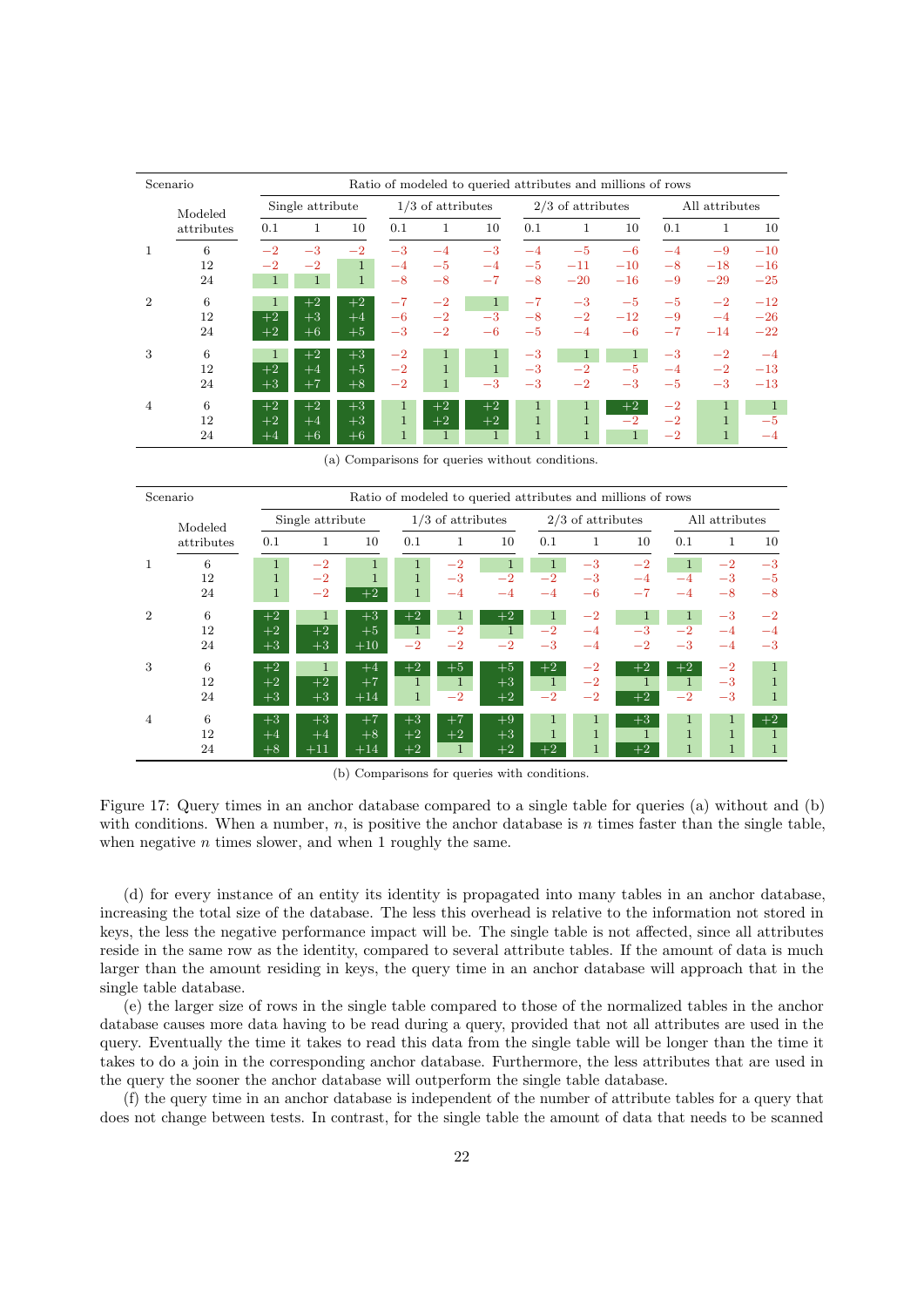| Scenario | Modeled attributes | Single attribute | | | 1/3 of attributes | | | 2/3 of attributes | | | All attributes | | |
|---|---|---|---|---|---|---|---|---|---|---|---|---|---|
| | | 0.1 | 1 | 10 | 0.1 | 1 | 10 | 0.1 | 1 | 10 | 0.1 | 1 | 10 |
| 1 | 6 | −2 | −3 | −2 | −3 | −4 | −3 | −4 | −5 | −6 | −4 | −9 | −10 |
| | 12 | −2 | −2 | 1 | −4 | −5 | −4 | −5 | −11 | −10 | −8 | −18 | −16 |
| | 24 | 1 | 1 | 1 | −8 | −8 | −7 | −8 | −20 | −16 | −9 | −29 | −25 |
| 2 | 6 | 1 | +2 | +2 | −7 | −2 | 1 | −7 | −3 | −5 | −5 | −2 | −12 |
| | 12 | +2 | +3 | +4 | −6 | −2 | −3 | −8 | −2 | −12 | −9 | −4 | −26 |
| | 24 | +2 | +6 | +5 | −3 | −2 | −6 | −5 | −4 | −6 | −7 | −14 | −22 |
| 3 | 6 | 1 | +2 | +3 | −2 | 1 | 1 | −3 | 1 | 1 | −3 | −2 | −4 |
| | 12 | +2 | +4 | +5 | −2 | 1 | 1 | −3 | −2 | −5 | −4 | −2 | −13 |
| | 24 | +3 | +7 | +8 | −2 | 1 | −3 | −3 | −2 | −3 | −5 | −3 | −13 |
| 4 | 6 | +2 | +2 | +3 | 1 | +2 | +2 | 1 | 1 | +2 | −2 | 1 | 1 |
| | 12 | +2 | +4 | +3 | 1 | +2 | +2 | 1 | 1 | −2 | −2 | 1 | −5 |
| | 24 | +4 | +6 | +6 | 1 | 1 | 1 | 1 | 1 | 1 | −2 | 1 | −4 |

(a) Comparisons for queries without conditions.

| Scenario | Modeled attributes | Single attribute | | | 1/3 of attributes | | | 2/3 of attributes | | | All attributes | | |
|---|---|---|---|---|---|---|---|---|---|---|---|---|---|
| | | 0.1 | 1 | 10 | 0.1 | 1 | 10 | 0.1 | 1 | 10 | 0.1 | 1 | 10 |
| 1 | 6 | 1 | −2 | 1 | 1 | −2 | 1 | 1 | −3 | −2 | 1 | −2 | −3 |
| | 12 | 1 | −2 | 1 | 1 | −3 | −2 | −2 | −3 | −4 | −4 | −3 | −5 |
| | 24 | 1 | −2 | +2 | 1 | −4 | −4 | −4 | −6 | −7 | −4 | −8 | −8 |
| 2 | 6 | +2 | 1 | +3 | +2 | 1 | +2 | 1 | −2 | 1 | 1 | −3 | −2 |
| | 12 | +2 | +2 | +5 | 1 | −2 | 1 | −2 | −4 | −3 | −2 | −4 | −4 |
| | 24 | +3 | +3 | +10 | −2 | −2 | −2 | −3 | −4 | −2 | −3 | −4 | −3 |
| 3 | 6 | +2 | 1 | +4 | +2 | +5 | +5 | +2 | −2 | +2 | +2 | −2 | 1 |
| | 12 | +2 | +2 | +7 | 1 | 1 | +3 | 1 | −2 | 1 | 1 | −3 | 1 |
| | 24 | +3 | +3 | +14 | 1 | −2 | +2 | −2 | −2 | +2 | −2 | −3 | 1 |
| 4 | 6 | +3 | +3 | +7 | +3 | +7 | +9 | 1 | 1 | +3 | 1 | 1 | +2 |
| | 12 | +4 | +4 | +8 | +2 | +2 | +3 | 1 | 1 | 1 | 1 | 1 | 1 |
| | 24 | +8 | +11 | +14 | +2 | 1 | +2 | +2 | 1 | +2 | 1 | 1 | 1 |

(b) Comparisons for queries with conditions.

Figure 17: Query times in an anchor database compared to a single table for queries (a) without and (b) with conditions. When a number, $n$, is positive the anchor database is $n$ times faster than the single table, when negative $n$ times slower, and when 1 roughly the same.

(d) for every instance of an entity its identity is propagated into many tables in an anchor database, increasing the total size of the database. The less this overhead is relative to the information not stored in keys, the less the negative performance impact will be. The single table is not affected, since all attributes reside in the same row as the identity, compared to several attribute tables. If the amount of data is much larger than the amount residing in keys, the query time in an anchor database will approach that in the single table database.

(e) the larger size of rows in the single table compared to those of the normalized tables in the anchor database causes more data having to be read during a query, provided that not all attributes are used in the query. Eventually the time it takes to read this data from the single table will be longer than the time it takes to do a join in the corresponding anchor database. Furthermore, the less attributes that are used in the query the sooner the anchor database will outperform the single table database.

(f) the query time in an anchor database is independent of the number of attribute tables for a query that does not change between tests. In contrast, for the single table the amount of data that needs to be scanned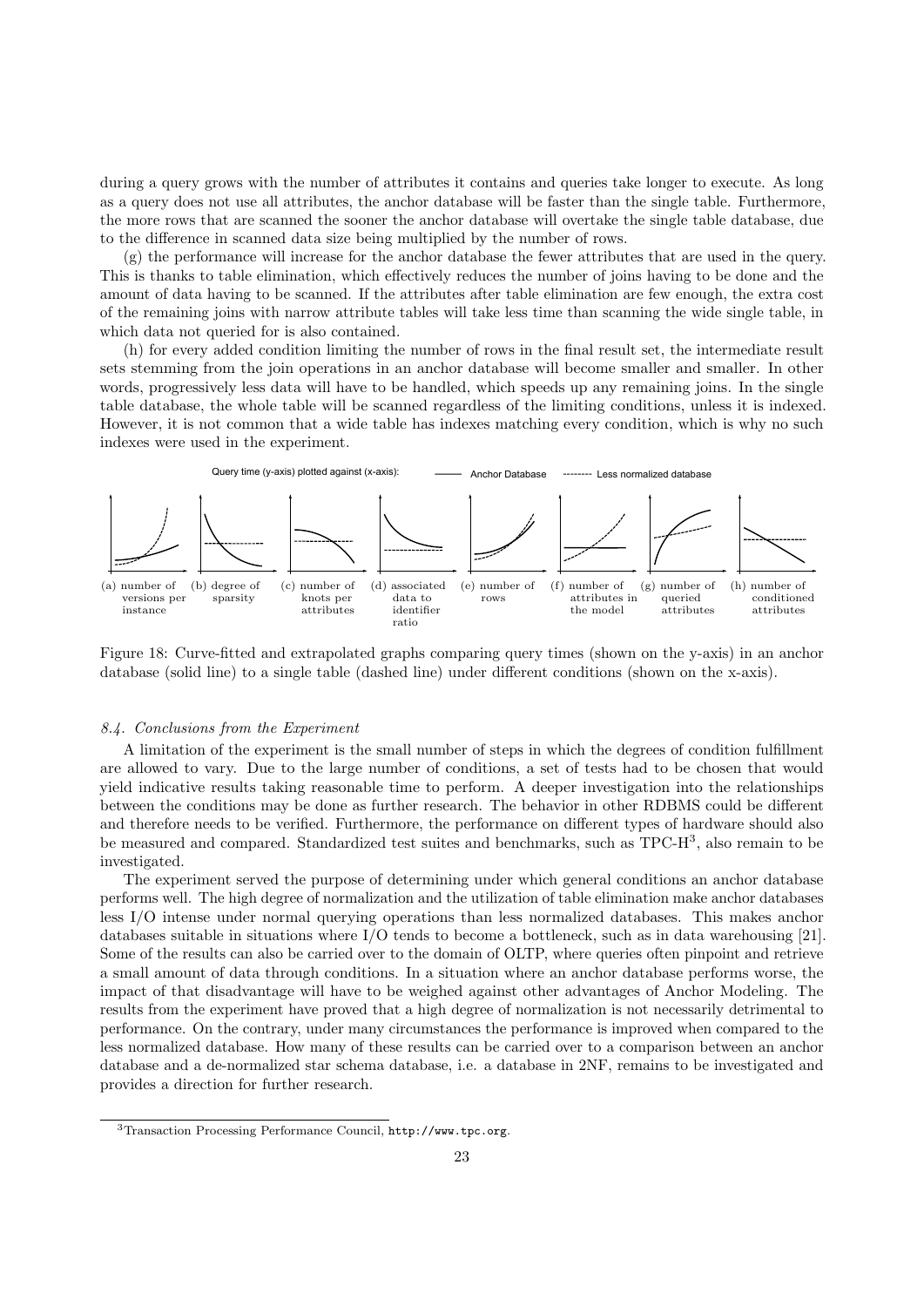during a query grows with the number of attributes it contains and queries take longer to execute. As long as a query does not use all attributes, the anchor database will be faster than the single table. Furthermore, the more rows that are scanned the sooner the anchor database will overtake the single table database, due to the difference in scanned data size being multiplied by the number of rows.

(g) the performance will increase for the anchor database the fewer attributes that are used in the query. This is thanks to table elimination, which effectively reduces the number of joins having to be done and the amount of data having to be scanned. If the attributes after table elimination are few enough, the extra cost of the remaining joins with narrow attribute tables will take less time than scanning the wide single table, in which data not queried for is also contained.

(h) for every added condition limiting the number of rows in the final result set, the intermediate result sets stemming from the join operations in an anchor database will become smaller and smaller. In other words, progressively less data will have to be handled, which speeds up any remaining joins. In the single table database, the whole table will be scanned regardless of the limiting conditions, unless it is indexed. However, it is not common that a wide table has indexes matching every condition, which is why no such indexes were used in the experiment.

Query time (y-axis) plotted against (x-axis): —— Anchor Database -------- Less normalized database

(a) number of versions per instance (b) degree of sparsity (c) number of knots per attributes (d) associated data to identifier ratio (e) number of rows (f) number of attributes in the model (g) number of queried attributes (h) number of conditioned attributes

Figure 18: Curve-fitted and extrapolated graphs comparing query times (shown on the y-axis) in an anchor database (solid line) to a single table (dashed line) under different conditions (shown on the x-axis).

### *8.4. Conclusions from the Experiment*

A limitation of the experiment is the small number of steps in which the degrees of condition fulfillment are allowed to vary. Due to the large number of conditions, a set of tests had to be chosen that would yield indicative results taking reasonable time to perform. A deeper investigation into the relationships between the conditions may be done as further research. The behavior in other RDBMS could be different and therefore needs to be verified. Furthermore, the performance on different types of hardware should also be measured and compared. Standardized test suites and benchmarks, such as TPC-H[3], also remain to be investigated.

The experiment served the purpose of determining under which general conditions an anchor database performs well. The high degree of normalization and the utilization of table elimination make anchor databases less I/O intense under normal querying operations than less normalized databases. This makes anchor databases suitable in situations where I/O tends to become a bottleneck, such as in data warehousing [21]. Some of the results can also be carried over to the domain of OLTP, where queries often pinpoint and retrieve a small amount of data through conditions. In a situation where an anchor database performs worse, the impact of that disadvantage will have to be weighed against other advantages of Anchor Modeling. The results from the experiment have proved that a high degree of normalization is not necessarily detrimental to performance. On the contrary, under many circumstances the performance is improved when compared to the less normalized database. How many of these results can be carried over to a comparison between an anchor database and a de-normalized star schema database, i.e. a database in 2NF, remains to be investigated and provides a direction for further research.

[3]Transaction Processing Performance Council, `http://www.tpc.org`.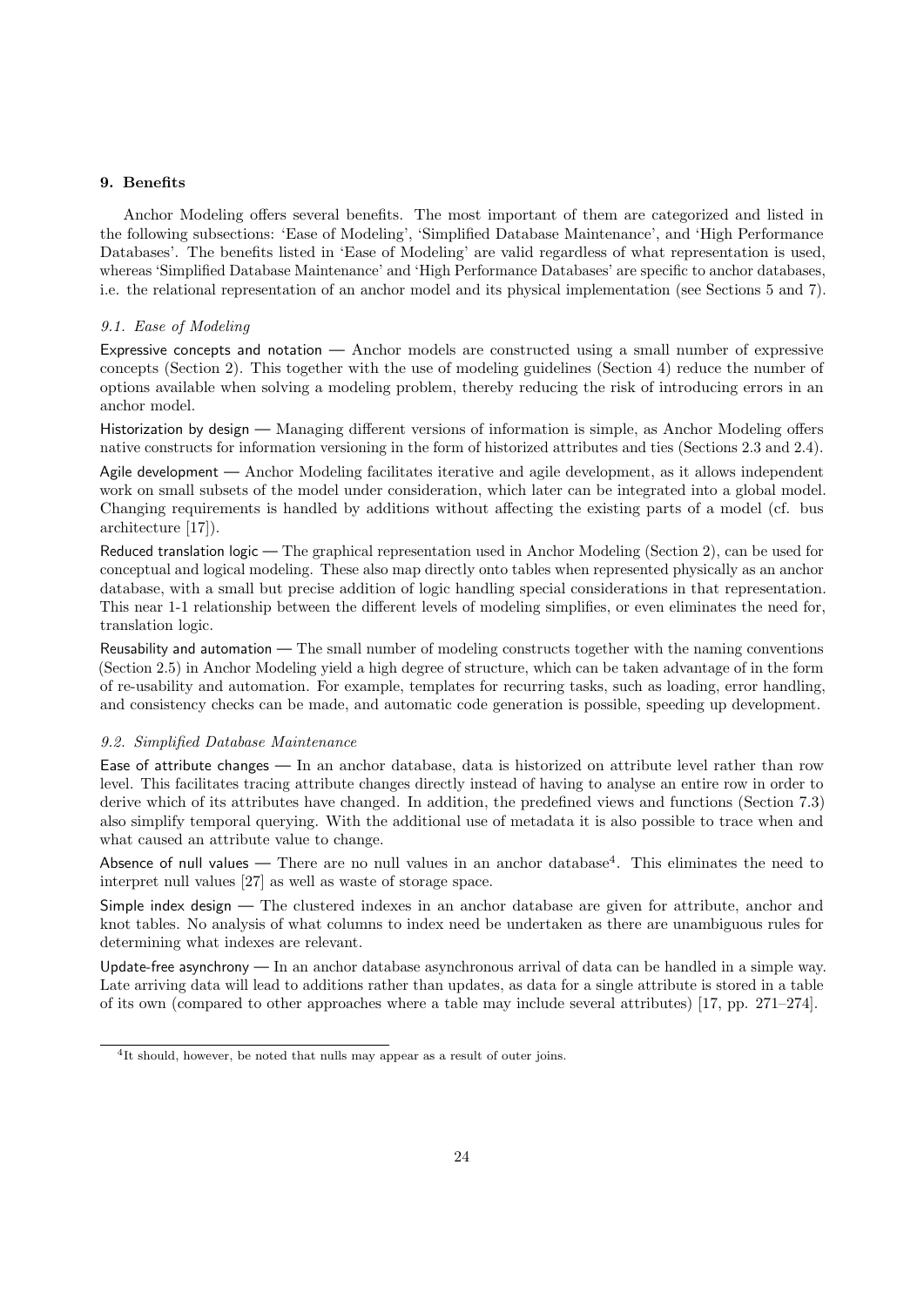## 9. Benefits

Anchor Modeling offers several benefits. The most important of them are categorized and listed in the following subsections: 'Ease of Modeling', 'Simplified Database Maintenance', and 'High Performance Databases'. The benefits listed in 'Ease of Modeling' are valid regardless of what representation is used, whereas 'Simplified Database Maintenance' and 'High Performance Databases' are specific to anchor databases, i.e. the relational representation of an anchor model and its physical implementation (see Sections 5 and 7).

### 9.1. Ease of Modeling

Expressive concepts and notation — Anchor models are constructed using a small number of expressive concepts (Section 2). This together with the use of modeling guidelines (Section 4) reduce the number of options available when solving a modeling problem, thereby reducing the risk of introducing errors in an anchor model.

Historization by design — Managing different versions of information is simple, as Anchor Modeling offers native constructs for information versioning in the form of historized attributes and ties (Sections 2.3 and 2.4).

Agile development — Anchor Modeling facilitates iterative and agile development, as it allows independent work on small subsets of the model under consideration, which later can be integrated into a global model. Changing requirements is handled by additions without affecting the existing parts of a model (cf. bus architecture [17]).

Reduced translation logic — The graphical representation used in Anchor Modeling (Section 2), can be used for conceptual and logical modeling. These also map directly onto tables when represented physically as an anchor database, with a small but precise addition of logic handling special considerations in that representation. This near 1-1 relationship between the different levels of modeling simplifies, or even eliminates the need for, translation logic.

Reusability and automation — The small number of modeling constructs together with the naming conventions (Section 2.5) in Anchor Modeling yield a high degree of structure, which can be taken advantage of in the form of re-usability and automation. For example, templates for recurring tasks, such as loading, error handling, and consistency checks can be made, and automatic code generation is possible, speeding up development.

### 9.2. Simplified Database Maintenance

Ease of attribute changes — In an anchor database, data is historized on attribute level rather than row level. This facilitates tracing attribute changes directly instead of having to analyse an entire row in order to derive which of its attributes have changed. In addition, the predefined views and functions (Section 7.3) also simplify temporal querying. With the additional use of metadata it is also possible to trace when and what caused an attribute value to change.

Absence of null values — There are no null values in an anchor database[4]. This eliminates the need to interpret null values [27] as well as waste of storage space.

Simple index design — The clustered indexes in an anchor database are given for attribute, anchor and knot tables. No analysis of what columns to index need be undertaken as there are unambiguous rules for determining what indexes are relevant.

Update-free asynchrony — In an anchor database asynchronous arrival of data can be handled in a simple way. Late arriving data will lead to additions rather than updates, as data for a single attribute is stored in a table of its own (compared to other approaches where a table may include several attributes) [17, pp. 271–274].

[4] It should, however, be noted that nulls may appear as a result of outer joins.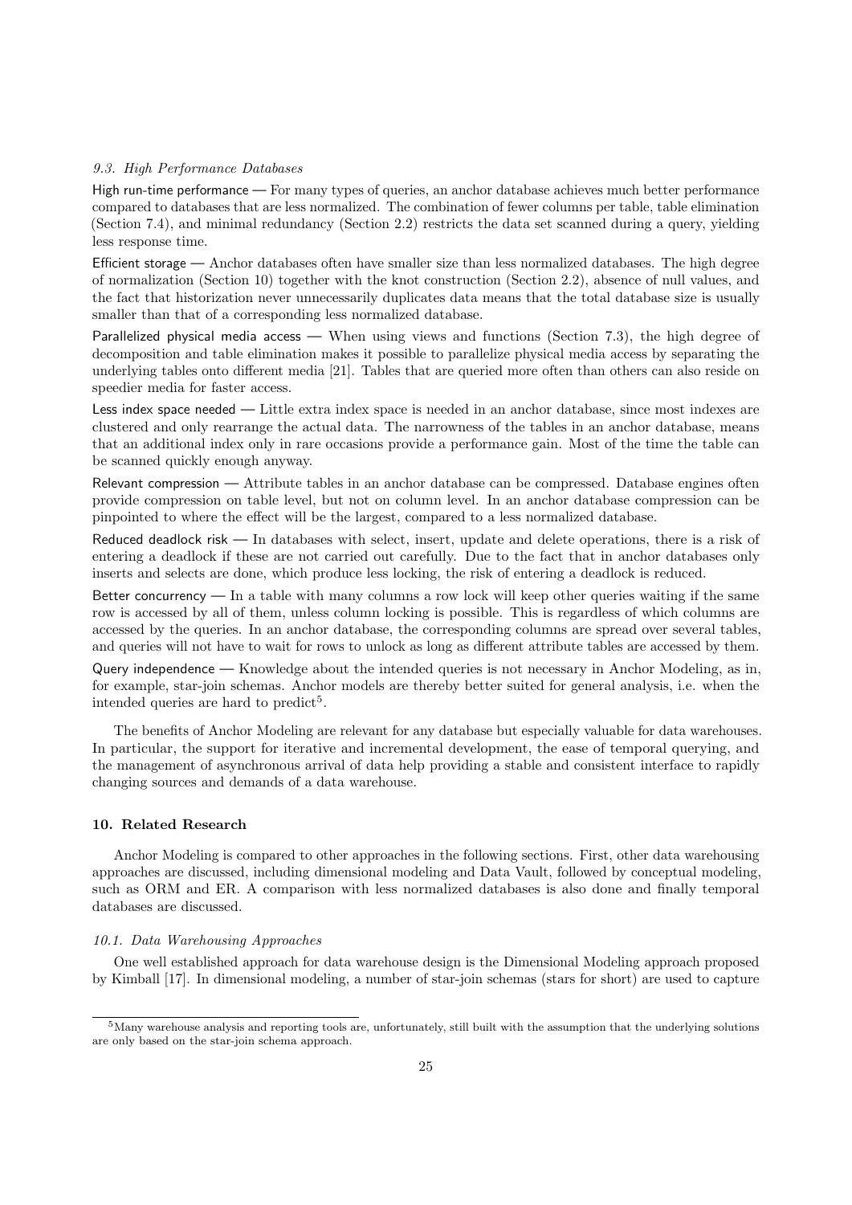### *9.3. High Performance Databases*

High run-time performance — For many types of queries, an anchor database achieves much better performance compared to databases that are less normalized. The combination of fewer columns per table, table elimination (Section 7.4), and minimal redundancy (Section 2.2) restricts the data set scanned during a query, yielding less response time.

Efficient storage — Anchor databases often have smaller size than less normalized databases. The high degree of normalization (Section 10) together with the knot construction (Section 2.2), absence of null values, and the fact that historization never unnecessarily duplicates data means that the total database size is usually smaller than that of a corresponding less normalized database.

Parallelized physical media access — When using views and functions (Section 7.3), the high degree of decomposition and table elimination makes it possible to parallelize physical media access by separating the underlying tables onto different media [21]. Tables that are queried more often than others can also reside on speedier media for faster access.

Less index space needed — Little extra index space is needed in an anchor database, since most indexes are clustered and only rearrange the actual data. The narrowness of the tables in an anchor database, means that an additional index only in rare occasions provide a performance gain. Most of the time the table can be scanned quickly enough anyway.

Relevant compression — Attribute tables in an anchor database can be compressed. Database engines often provide compression on table level, but not on column level. In an anchor database compression can be pinpointed to where the effect will be the largest, compared to a less normalized database.

Reduced deadlock risk — In databases with select, insert, update and delete operations, there is a risk of entering a deadlock if these are not carried out carefully. Due to the fact that in anchor databases only inserts and selects are done, which produce less locking, the risk of entering a deadlock is reduced.

Better concurrency — In a table with many columns a row lock will keep other queries waiting if the same row is accessed by all of them, unless column locking is possible. This is regardless of which columns are accessed by the queries. In an anchor database, the corresponding columns are spread over several tables, and queries will not have to wait for rows to unlock as long as different attribute tables are accessed by them.

Query independence — Knowledge about the intended queries is not necessary in Anchor Modeling, as in, for example, star-join schemas. Anchor models are thereby better suited for general analysis, i.e. when the intended queries are hard to predict[5].

The benefits of Anchor Modeling are relevant for any database but especially valuable for data warehouses. In particular, the support for iterative and incremental development, the ease of temporal querying, and the management of asynchronous arrival of data help providing a stable and consistent interface to rapidly changing sources and demands of a data warehouse.

## 10. Related Research

Anchor Modeling is compared to other approaches in the following sections. First, other data warehousing approaches are discussed, including dimensional modeling and Data Vault, followed by conceptual modeling, such as ORM and ER. A comparison with less normalized databases is also done and finally temporal databases are discussed.

### *10.1. Data Warehousing Approaches*

One well established approach for data warehouse design is the Dimensional Modeling approach proposed by Kimball [17]. In dimensional modeling, a number of star-join schemas (stars for short) are used to capture

[5] Many warehouse analysis and reporting tools are, unfortunately, still built with the assumption that the underlying solutions are only based on the star-join schema approach.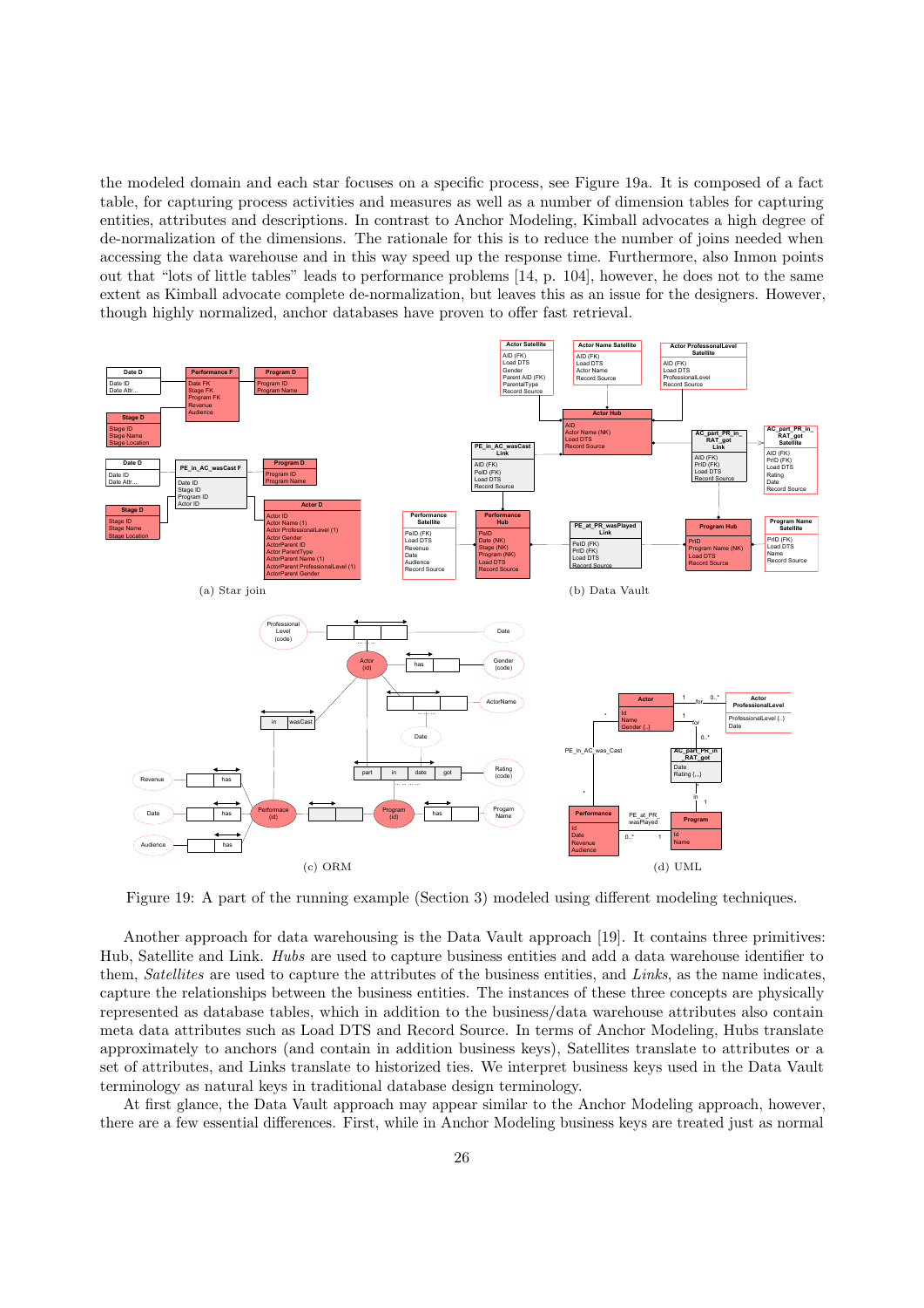the modeled domain and each star focuses on a specific process, see Figure 19a. It is composed of a fact table, for capturing process activities and measures as well as a number of dimension tables for capturing entities, attributes and descriptions. In contrast to Anchor Modeling, Kimball advocates a high degree of de-normalization of the dimensions. The rationale for this is to reduce the number of joins needed when accessing the data warehouse and in this way speed up the response time. Furthermore, also Inmon points out that "lots of little tables" leads to performance problems [14, p. 104], however, he does not to the same extent as Kimball advocate complete de-normalization, but leaves this as an issue for the designers. However, though highly normalized, anchor databases have proven to offer fast retrieval.

(a) Star join

(b) Data Vault

(c) ORM

(d) UML

Figure 19: A part of the running example (Section 3) modeled using different modeling techniques.

Another approach for data warehousing is the Data Vault approach [19]. It contains three primitives: Hub, Satellite and Link. *Hubs* are used to capture business entities and add a data warehouse identifier to them, *Satellites* are used to capture the attributes of the business entities, and *Links*, as the name indicates, capture the relationships between the business entities. The instances of these three concepts are physically represented as database tables, which in addition to the business/data warehouse attributes also contain meta data attributes such as Load DTS and Record Source. In terms of Anchor Modeling, Hubs translate approximately to anchors (and contain in addition business keys), Satellites translate to attributes or a set of attributes, and Links translate to historized ties. We interpret business keys used in the Data Vault terminology as natural keys in traditional database design terminology.

At first glance, the Data Vault approach may appear similar to the Anchor Modeling approach, however, there are a few essential differences. First, while in Anchor Modeling business keys are treated just as normal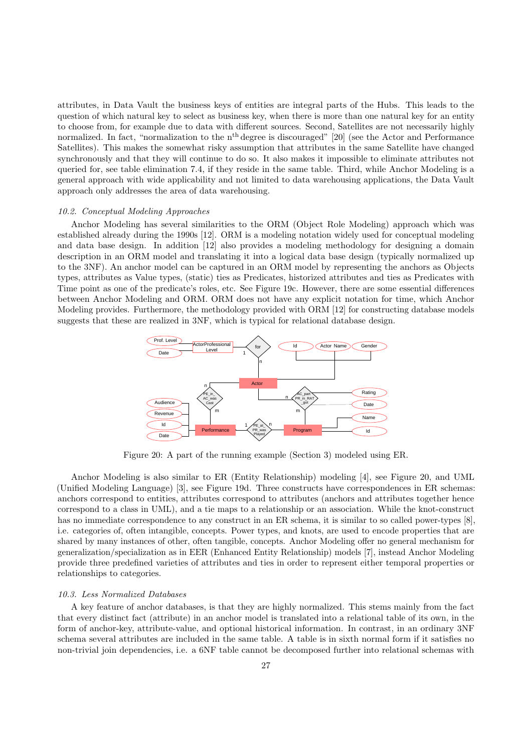attributes, in Data Vault the business keys of entities are integral parts of the Hubs. This leads to the question of which natural key to select as business key, when there is more than one natural key for an entity to choose from, for example due to data with different sources. Second, Satellites are not necessarily highly normalized. In fact, "normalization to the n$^{th}$ degree is discouraged" [20] (see the Actor and Performance Satellites). This makes the somewhat risky assumption that attributes in the same Satellite have changed synchronously and that they will continue to do so. It also makes it impossible to eliminate attributes not queried for, see table elimination 7.4, if they reside in the same table. Third, while Anchor Modeling is a general approach with wide applicability and not limited to data warehousing applications, the Data Vault approach only addresses the area of data warehousing.

### *10.2. Conceptual Modeling Approaches*

Anchor Modeling has several similarities to the ORM (Object Role Modeling) approach which was established already during the 1990s [12]. ORM is a modeling notation widely used for conceptual modeling and data base design. In addition [12] also provides a modeling methodology for designing a domain description in an ORM model and translating it into a logical data base design (typically normalized up to the 3NF). An anchor model can be captured in an ORM model by representing the anchors as Objects types, attributes as Value types, (static) ties as Predicates, historized attributes and ties as Predicates with Time point as one of the predicate's roles, etc. See Figure 19c. However, there are some essential differences between Anchor Modeling and ORM. ORM does not have any explicit notation for time, which Anchor Modeling provides. Furthermore, the methodology provided with ORM [12] for constructing database models suggests that these are realized in 3NF, which is typical for relational database design.

Figure 20: A part of the running example (Section 3) modeled using ER.

Anchor Modeling is also similar to ER (Entity Relationship) modeling [4], see Figure 20, and UML (Unified Modeling Language) [3], see Figure 19d. Three constructs have correspondences in ER schemas: anchors correspond to entities, attributes correspond to attributes (anchors and attributes together hence correspond to a class in UML), and a tie maps to a relationship or an association. While the knot-construct has no immediate correspondence to any construct in an ER schema, it is similar to so called power-types [8], i.e. categories of, often intangible, concepts. Power types, and knots, are used to encode properties that are shared by many instances of other, often tangible, concepts. Anchor Modeling offer no general mechanism for generalization/specialization as in EER (Enhanced Entity Relationship) models [7], instead Anchor Modeling provide three predefined varieties of attributes and ties in order to represent either temporal properties or relationships to categories.

### *10.3. Less Normalized Databases*

A key feature of anchor databases, is that they are highly normalized. This stems mainly from the fact that every distinct fact (attribute) in an anchor model is translated into a relational table of its own, in the form of anchor-key, attribute-value, and optional historical information. In contrast, in an ordinary 3NF schema several attributes are included in the same table. A table is in sixth normal form if it satisfies no non-trivial join dependencies, i.e. a 6NF table cannot be decomposed further into relational schemas with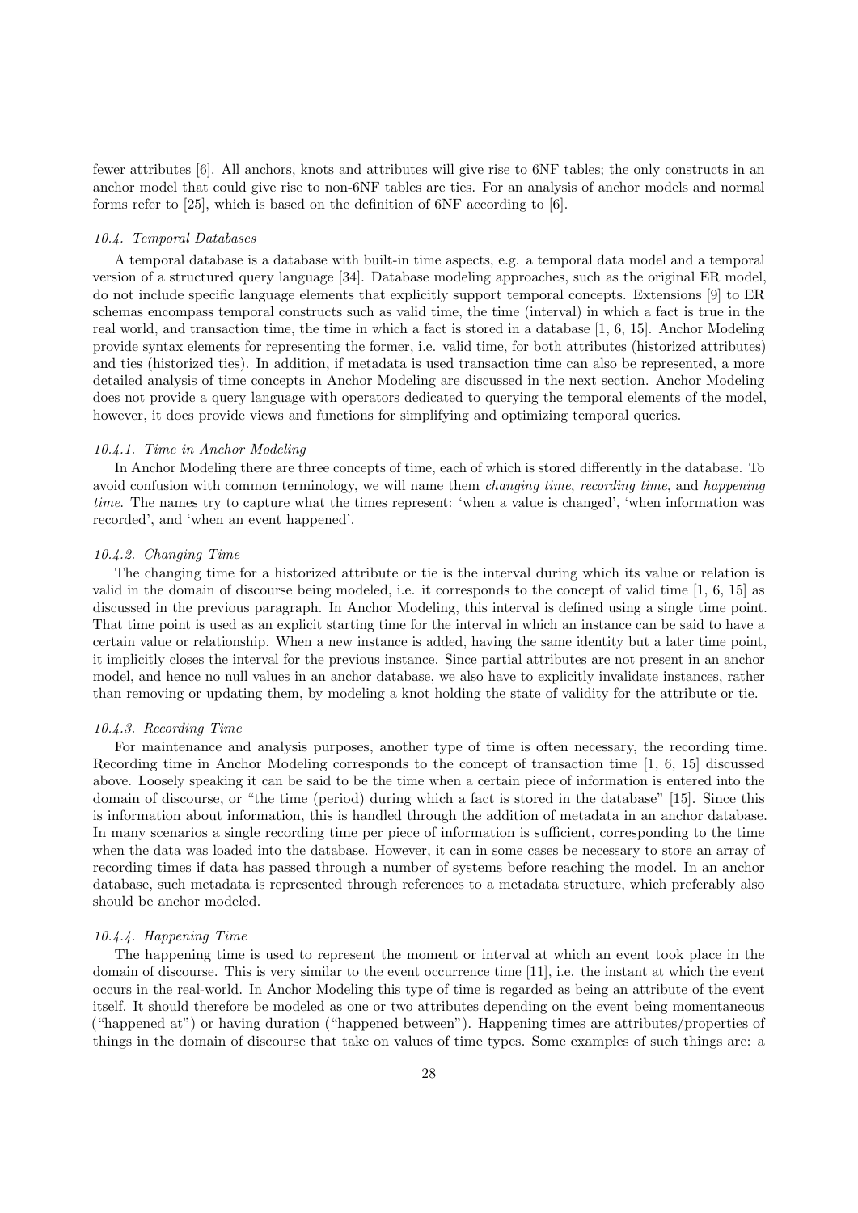fewer attributes [6]. All anchors, knots and attributes will give rise to 6NF tables; the only constructs in an anchor model that could give rise to non-6NF tables are ties. For an analysis of anchor models and normal forms refer to [25], which is based on the definition of 6NF according to [6].

#### *10.4. Temporal Databases*

A temporal database is a database with built-in time aspects, e.g. a temporal data model and a temporal version of a structured query language [34]. Database modeling approaches, such as the original ER model, do not include specific language elements that explicitly support temporal concepts. Extensions [9] to ER schemas encompass temporal constructs such as valid time, the time (interval) in which a fact is true in the real world, and transaction time, the time in which a fact is stored in a database [1, 6, 15]. Anchor Modeling provide syntax elements for representing the former, i.e. valid time, for both attributes (historized attributes) and ties (historized ties). In addition, if metadata is used transaction time can also be represented, a more detailed analysis of time concepts in Anchor Modeling are discussed in the next section. Anchor Modeling does not provide a query language with operators dedicated to querying the temporal elements of the model, however, it does provide views and functions for simplifying and optimizing temporal queries.

#### *10.4.1. Time in Anchor Modeling*

In Anchor Modeling there are three concepts of time, each of which is stored differently in the database. To avoid confusion with common terminology, we will name them *changing time*, *recording time*, and *happening time*. The names try to capture what the times represent: 'when a value is changed', 'when information was recorded', and 'when an event happened'.

#### *10.4.2. Changing Time*

The changing time for a historized attribute or tie is the interval during which its value or relation is valid in the domain of discourse being modeled, i.e. it corresponds to the concept of valid time [1, 6, 15] as discussed in the previous paragraph. In Anchor Modeling, this interval is defined using a single time point. That time point is used as an explicit starting time for the interval in which an instance can be said to have a certain value or relationship. When a new instance is added, having the same identity but a later time point, it implicitly closes the interval for the previous instance. Since partial attributes are not present in an anchor model, and hence no null values in an anchor database, we also have to explicitly invalidate instances, rather than removing or updating them, by modeling a knot holding the state of validity for the attribute or tie.

#### *10.4.3. Recording Time*

For maintenance and analysis purposes, another type of time is often necessary, the recording time. Recording time in Anchor Modeling corresponds to the concept of transaction time [1, 6, 15] discussed above. Loosely speaking it can be said to be the time when a certain piece of information is entered into the domain of discourse, or "the time (period) during which a fact is stored in the database" [15]. Since this is information about information, this is handled through the addition of metadata in an anchor database. In many scenarios a single recording time per piece of information is sufficient, corresponding to the time when the data was loaded into the database. However, it can in some cases be necessary to store an array of recording times if data has passed through a number of systems before reaching the model. In an anchor database, such metadata is represented through references to a metadata structure, which preferably also should be anchor modeled.

#### *10.4.4. Happening Time*

The happening time is used to represent the moment or interval at which an event took place in the domain of discourse. This is very similar to the event occurrence time [11], i.e. the instant at which the event occurs in the real-world. In Anchor Modeling this type of time is regarded as being an attribute of the event itself. It should therefore be modeled as one or two attributes depending on the event being momentaneous ("happened at") or having duration ("happened between"). Happening times are attributes/properties of things in the domain of discourse that take on values of time types. Some examples of such things are: a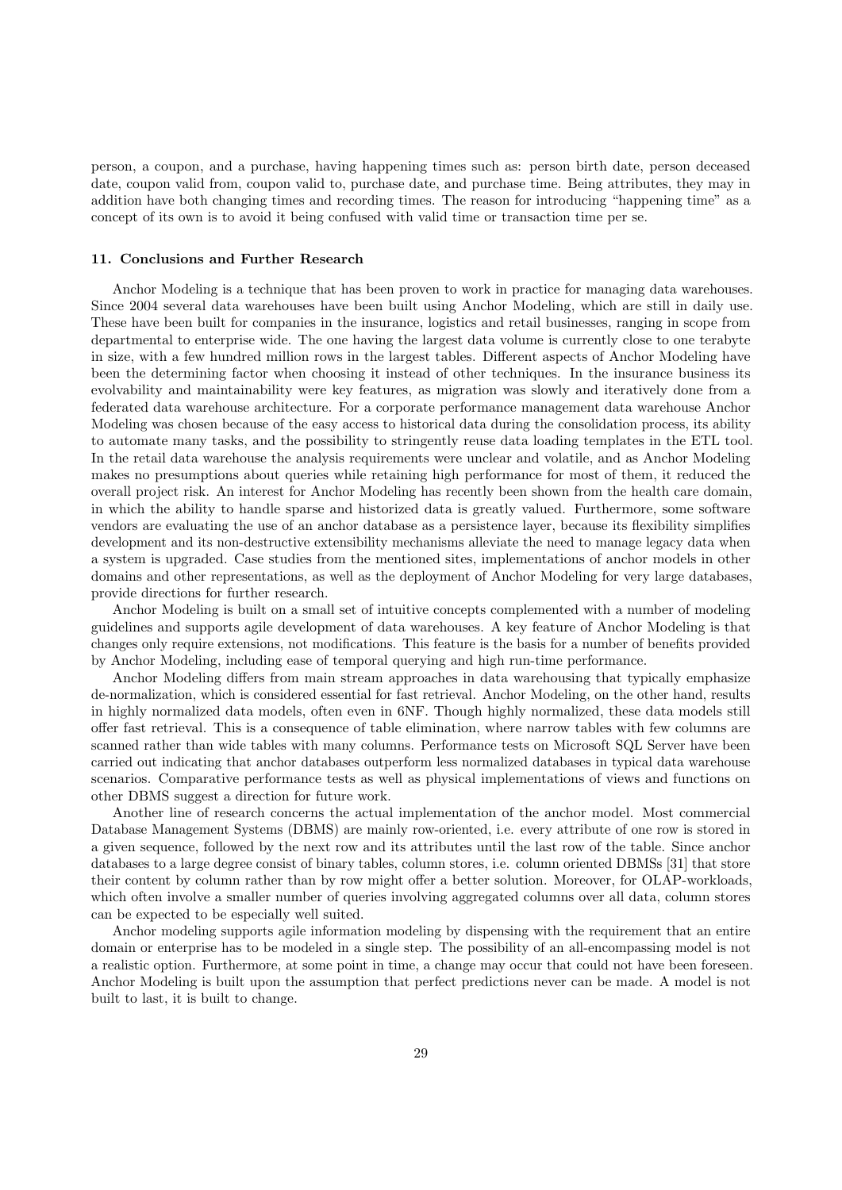person, a coupon, and a purchase, having happening times such as: person birth date, person deceased date, coupon valid from, coupon valid to, purchase date, and purchase time. Being attributes, they may in addition have both changing times and recording times. The reason for introducing "happening time" as a concept of its own is to avoid it being confused with valid time or transaction time per se.

## 11. Conclusions and Further Research

Anchor Modeling is a technique that has been proven to work in practice for managing data warehouses. Since 2004 several data warehouses have been built using Anchor Modeling, which are still in daily use. These have been built for companies in the insurance, logistics and retail businesses, ranging in scope from departmental to enterprise wide. The one having the largest data volume is currently close to one terabyte in size, with a few hundred million rows in the largest tables. Different aspects of Anchor Modeling have been the determining factor when choosing it instead of other techniques. In the insurance business its evolvability and maintainability were key features, as migration was slowly and iteratively done from a federated data warehouse architecture. For a corporate performance management data warehouse Anchor Modeling was chosen because of the easy access to historical data during the consolidation process, its ability to automate many tasks, and the possibility to stringently reuse data loading templates in the ETL tool. In the retail data warehouse the analysis requirements were unclear and volatile, and as Anchor Modeling makes no presumptions about queries while retaining high performance for most of them, it reduced the overall project risk. An interest for Anchor Modeling has recently been shown from the health care domain, in which the ability to handle sparse and historized data is greatly valued. Furthermore, some software vendors are evaluating the use of an anchor database as a persistence layer, because its flexibility simplifies development and its non-destructive extensibility mechanisms alleviate the need to manage legacy data when a system is upgraded. Case studies from the mentioned sites, implementations of anchor models in other domains and other representations, as well as the deployment of Anchor Modeling for very large databases, provide directions for further research.

Anchor Modeling is built on a small set of intuitive concepts complemented with a number of modeling guidelines and supports agile development of data warehouses. A key feature of Anchor Modeling is that changes only require extensions, not modifications. This feature is the basis for a number of benefits provided by Anchor Modeling, including ease of temporal querying and high run-time performance.

Anchor Modeling differs from main stream approaches in data warehousing that typically emphasize de-normalization, which is considered essential for fast retrieval. Anchor Modeling, on the other hand, results in highly normalized data models, often even in 6NF. Though highly normalized, these data models still offer fast retrieval. This is a consequence of table elimination, where narrow tables with few columns are scanned rather than wide tables with many columns. Performance tests on Microsoft SQL Server have been carried out indicating that anchor databases outperform less normalized databases in typical data warehouse scenarios. Comparative performance tests as well as physical implementations of views and functions on other DBMS suggest a direction for future work.

Another line of research concerns the actual implementation of the anchor model. Most commercial Database Management Systems (DBMS) are mainly row-oriented, i.e. every attribute of one row is stored in a given sequence, followed by the next row and its attributes until the last row of the table. Since anchor databases to a large degree consist of binary tables, column stores, i.e. column oriented DBMSs [31] that store their content by column rather than by row might offer a better solution. Moreover, for OLAP-workloads, which often involve a smaller number of queries involving aggregated columns over all data, column stores can be expected to be especially well suited.

Anchor modeling supports agile information modeling by dispensing with the requirement that an entire domain or enterprise has to be modeled in a single step. The possibility of an all-encompassing model is not a realistic option. Furthermore, at some point in time, a change may occur that could not have been foreseen. Anchor Modeling is built upon the assumption that perfect predictions never can be made. A model is not built to last, it is built to change.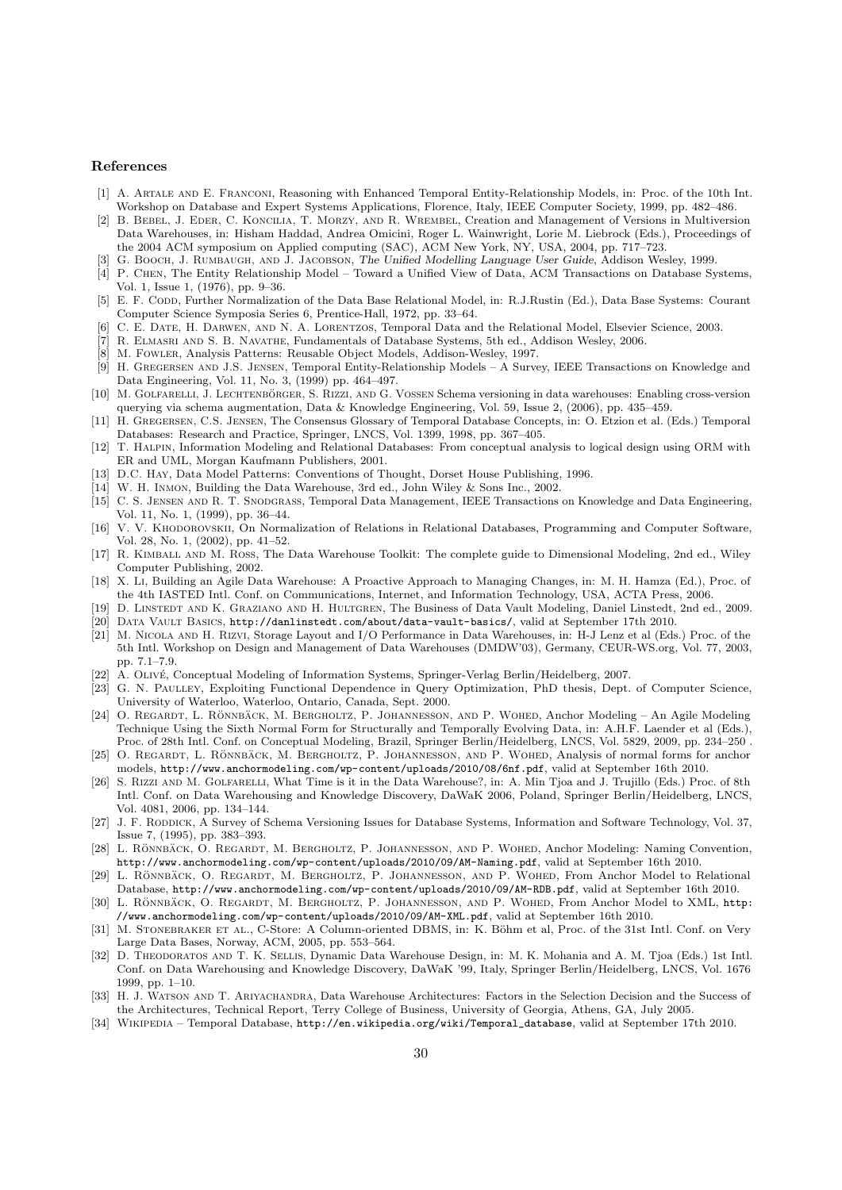## References

[1] A. Artale and E. Franconi, Reasoning with Enhanced Temporal Entity-Relationship Models, in: Proc. of the 10th Int. Workshop on Database and Expert Systems Applications, Florence, Italy, IEEE Computer Society, 1999, pp. 482–486.

[2] B. Bebel, J. Eder, C. Koncilia, T. Morzy, and R. Wrembel, Creation and Management of Versions in Multiversion Data Warehouses, in: Hisham Haddad, Andrea Omicini, Roger L. Wainwright, Lorie M. Liebrock (Eds.), Proceedings of the 2004 ACM symposium on Applied computing (SAC), ACM New York, NY, USA, 2004, pp. 717–723.

[3] G. Booch, J. Rumbaugh, and J. Jacobson, *The Unified Modelling Language User Guide*, Addison Wesley, 1999.

[4] P. Chen, The Entity Relationship Model – Toward a Unified View of Data, ACM Transactions on Database Systems, Vol. 1, Issue 1, (1976), pp. 9–36.

[5] E. F. Codd, Further Normalization of the Data Base Relational Model, in: R.J.Rustin (Ed.), Data Base Systems: Courant Computer Science Symposia Series 6, Prentice-Hall, 1972, pp. 33–64.

[6] C. E. Date, H. Darwen, and N. A. Lorentzos, Temporal Data and the Relational Model, Elsevier Science, 2003.

[7] R. Elmasri and S. B. Navathe, Fundamentals of Database Systems, 5th ed., Addison Wesley, 2006.

[8] M. Fowler, Analysis Patterns: Reusable Object Models, Addison-Wesley, 1997.

[9] H. Gregersen and J.S. Jensen, Temporal Entity-Relationship Models – A Survey, IEEE Transactions on Knowledge and Data Engineering, Vol. 11, No. 3, (1999) pp. 464–497.

[10] M. Golfarelli, J. Lechtenbörger, S. Rizzi, and G. Vossen Schema versioning in data warehouses: Enabling cross-version querying via schema augmentation, Data & Knowledge Engineering, Vol. 59, Issue 2, (2006), pp. 435–459.

[11] H. Gregersen, C.S. Jensen, The Consensus Glossary of Temporal Database Concepts, in: O. Etzion et al. (Eds.) Temporal Databases: Research and Practice, Springer, LNCS, Vol. 1399, 1998, pp. 367–405.

[12] T. Halpin, Information Modeling and Relational Databases: From conceptual analysis to logical design using ORM with ER and UML, Morgan Kaufmann Publishers, 2001.

[13] D.C. Hay, Data Model Patterns: Conventions of Thought, Dorset House Publishing, 1996.

[14] W. H. Inmon, Building the Data Warehouse, 3rd ed., John Wiley & Sons Inc., 2002.

[15] C. S. Jensen and R. T. Snodgrass, Temporal Data Management, IEEE Transactions on Knowledge and Data Engineering, Vol. 11, No. 1, (1999), pp. 36–44.

[16] V. V. Khodorovskii, On Normalization of Relations in Relational Databases, Programming and Computer Software, Vol. 28, No. 1, (2002), pp. 41–52.

[17] R. Kimball and M. Ross, The Data Warehouse Toolkit: The complete guide to Dimensional Modeling, 2nd ed., Wiley Computer Publishing, 2002.

[18] X. Li, Building an Agile Data Warehouse: A Proactive Approach to Managing Changes, in: M. H. Hamza (Ed.), Proc. of the 4th IASTED Intl. Conf. on Communications, Internet, and Information Technology, USA, ACTA Press, 2006.

[19] D. Linstedt and K. Graziano and H. Hultgren, The Business of Data Vault Modeling, Daniel Linstedt, 2nd ed., 2009.

[20] Data Vault Basics, `http://danlinstedt.com/about/data-vault-basics/`, valid at September 17th 2010.

[21] M. Nicola and H. Rizvi, Storage Layout and I/O Performance in Data Warehouses, in: H-J Lenz et al (Eds.) Proc. of the 5th Intl. Workshop on Design and Management of Data Warehouses (DMDW'03), Germany, CEUR-WS.org, Vol. 77, 2003, pp. 7.1–7.9.

[22] A. Olivé, Conceptual Modeling of Information Systems, Springer-Verlag Berlin/Heidelberg, 2007.

[23] G. N. Paulley, Exploiting Functional Dependence in Query Optimization, PhD thesis, Dept. of Computer Science, University of Waterloo, Waterloo, Ontario, Canada, Sept. 2000.

[24] O. Regardt, L. Rönnbäck, M. Bergholtz, P. Johannesson, and P. Wohed, Anchor Modeling – An Agile Modeling Technique Using the Sixth Normal Form for Structurally and Temporally Evolving Data, in: A.H.F. Laender et al (Eds.), Proc. of 28th Intl. Conf. on Conceptual Modeling, Brazil, Springer Berlin/Heidelberg, LNCS, Vol. 5829, 2009, pp. 234–250 .

[25] O. Regardt, L. Rönnbäck, M. Bergholtz, P. Johannesson, and P. Wohed, Analysis of normal forms for anchor models, `http://www.anchormodeling.com/wp-content/uploads/2010/08/6nf.pdf`, valid at September 16th 2010.

[26] S. Rizzi and M. Golfarelli, What Time is it in the Data Warehouse?, in: A. Min Tjoa and J. Trujillo (Eds.) Proc. of 8th Intl. Conf. on Data Warehousing and Knowledge Discovery, DaWaK 2006, Poland, Springer Berlin/Heidelberg, LNCS, Vol. 4081, 2006, pp. 134–144.

[27] J. F. Roddick, A Survey of Schema Versioning Issues for Database Systems, Information and Software Technology, Vol. 37, Issue 7, (1995), pp. 383–393.

[28] L. Rönnbäck, O. Regardt, M. Bergholtz, P. Johannesson, and P. Wohed, Anchor Modeling: Naming Convention, `http://www.anchormodeling.com/wp-content/uploads/2010/09/AM-Naming.pdf`, valid at September 16th 2010.

[29] L. Rönnbäck, O. Regardt, M. Bergholtz, P. Johannesson, and P. Wohed, From Anchor Model to Relational Database, `http://www.anchormodeling.com/wp-content/uploads/2010/09/AM-RDB.pdf`, valid at September 16th 2010.

[30] L. Rönnbäck, O. Regardt, M. Bergholtz, P. Johannesson, and P. Wohed, From Anchor Model to XML, `http://www.anchormodeling.com/wp-content/uploads/2010/09/AM-XML.pdf`, valid at September 16th 2010.

[31] M. Stonebraker et al., C-Store: A Column-oriented DBMS, in: K. Böhm et al, Proc. of the 31st Intl. Conf. on Very Large Data Bases, Norway, ACM, 2005, pp. 553–564.

[32] D. Theodoratos and T. K. Sellis, Dynamic Data Warehouse Design, in: M. K. Mohania and A. M. Tjoa (Eds.) 1st Intl. Conf. on Data Warehousing and Knowledge Discovery, DaWaK '99, Italy, Springer Berlin/Heidelberg, LNCS, Vol. 1676 1999, pp. 1–10.

[33] H. J. Watson and T. Ariyachandra, Data Warehouse Architectures: Factors in the Selection Decision and the Success of the Architectures, Technical Report, Terry College of Business, University of Georgia, Athens, GA, July 2005.

[34] Wikipedia – Temporal Database, `http://en.wikipedia.org/wiki/Temporal_database`, valid at September 17th 2010.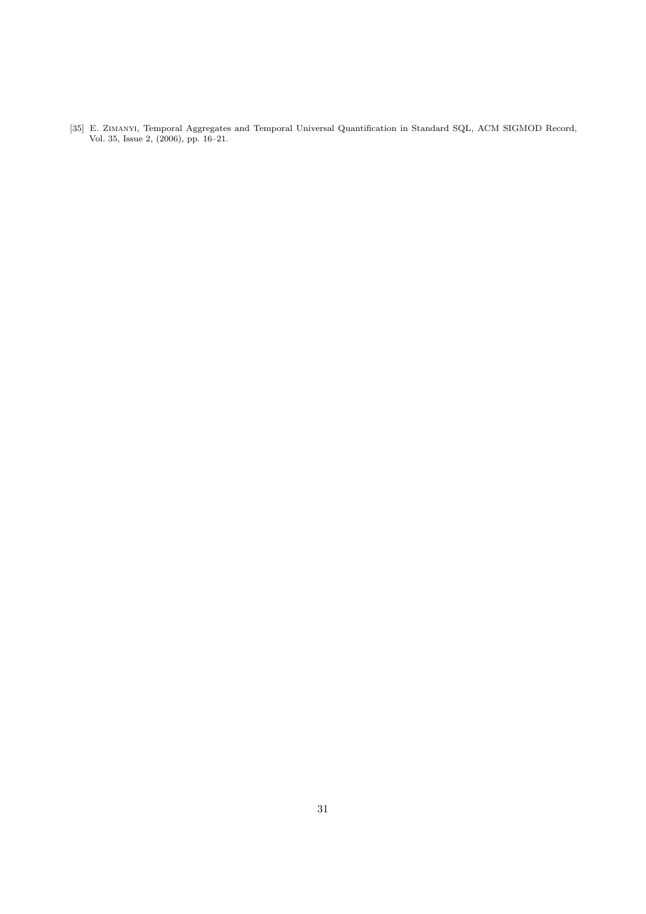[35] E. Zimanyi, Temporal Aggregates and Temporal Universal Quantification in Standard SQL, ACM SIGMOD Record, Vol. 35, Issue 2, (2006), pp. 16–21.